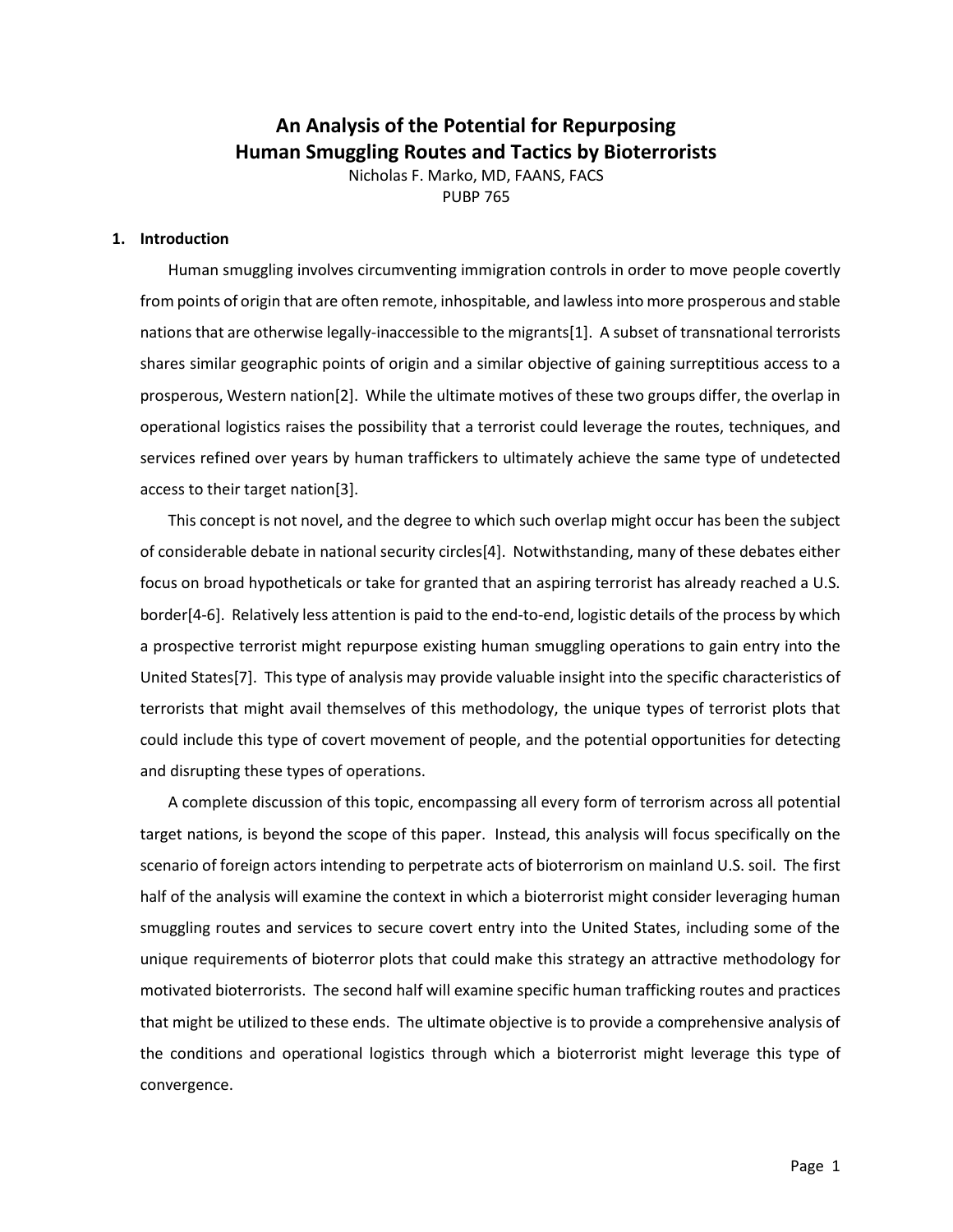# An Analysis of the Potential for Repurposing Human Smuggling Routes and Tactics by Bioterrorists

Nicholas F. Marko, MD, FAANS, FACS
PUBP 765

## 1. Introduction

Human smuggling involves circumventing immigration controls in order to move people covertly from points of origin that are often remote, inhospitable, and lawless into more prosperous and stable nations that are otherwise legally-inaccessible to the migrants[1]. A subset of transnational terrorists shares similar geographic points of origin and a similar objective of gaining surreptitious access to a prosperous, Western nation[2]. While the ultimate motives of these two groups differ, the overlap in operational logistics raises the possibility that a terrorist could leverage the routes, techniques, and services refined over years by human traffickers to ultimately achieve the same type of undetected access to their target nation[3].

This concept is not novel, and the degree to which such overlap might occur has been the subject of considerable debate in national security circles[4]. Notwithstanding, many of these debates either focus on broad hypotheticals or take for granted that an aspiring terrorist has already reached a U.S. border[4-6]. Relatively less attention is paid to the end-to-end, logistic details of the process by which a prospective terrorist might repurpose existing human smuggling operations to gain entry into the United States[7]. This type of analysis may provide valuable insight into the specific characteristics of terrorists that might avail themselves of this methodology, the unique types of terrorist plots that could include this type of covert movement of people, and the potential opportunities for detecting and disrupting these types of operations.

A complete discussion of this topic, encompassing all every form of terrorism across all potential target nations, is beyond the scope of this paper. Instead, this analysis will focus specifically on the scenario of foreign actors intending to perpetrate acts of bioterrorism on mainland U.S. soil. The first half of the analysis will examine the context in which a bioterrorist might consider leveraging human smuggling routes and services to secure covert entry into the United States, including some of the unique requirements of bioterror plots that could make this strategy an attractive methodology for motivated bioterrorists. The second half will examine specific human trafficking routes and practices that might be utilized to these ends. The ultimate objective is to provide a comprehensive analysis of the conditions and operational logistics through which a bioterrorist might leverage this type of convergence.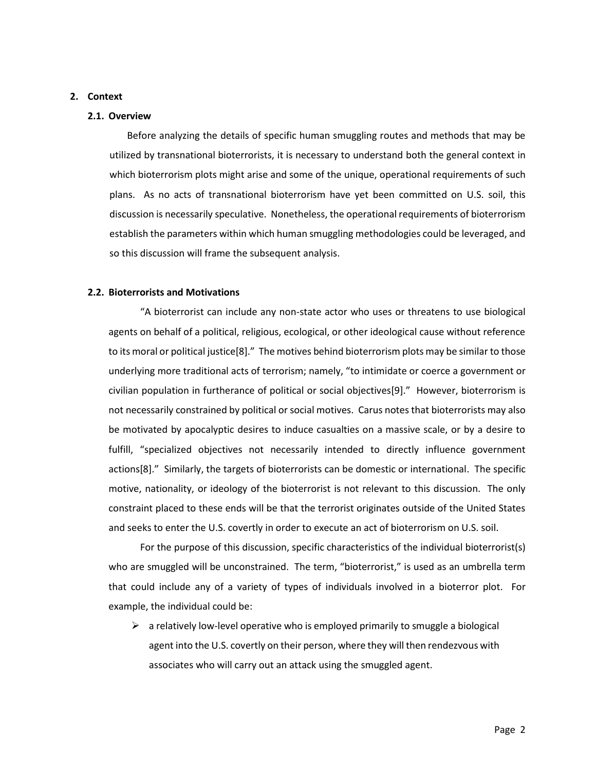## 2. Context

### 2.1. Overview

Before analyzing the details of specific human smuggling routes and methods that may be utilized by transnational bioterrorists, it is necessary to understand both the general context in which bioterrorism plots might arise and some of the unique, operational requirements of such plans. As no acts of transnational bioterrorism have yet been committed on U.S. soil, this discussion is necessarily speculative. Nonetheless, the operational requirements of bioterrorism establish the parameters within which human smuggling methodologies could be leveraged, and so this discussion will frame the subsequent analysis.

### 2.2. Bioterrorists and Motivations

"A bioterrorist can include any non-state actor who uses or threatens to use biological agents on behalf of a political, religious, ecological, or other ideological cause without reference to its moral or political justice[8]." The motives behind bioterrorism plots may be similar to those underlying more traditional acts of terrorism; namely, "to intimidate or coerce a government or civilian population in furtherance of political or social objectives[9]." However, bioterrorism is not necessarily constrained by political or social motives. Carus notes that bioterrorists may also be motivated by apocalyptic desires to induce casualties on a massive scale, or by a desire to fulfill, "specialized objectives not necessarily intended to directly influence government actions[8]." Similarly, the targets of bioterrorists can be domestic or international. The specific motive, nationality, or ideology of the bioterrorist is not relevant to this discussion. The only constraint placed to these ends will be that the terrorist originates outside of the United States and seeks to enter the U.S. covertly in order to execute an act of bioterrorism on U.S. soil.

For the purpose of this discussion, specific characteristics of the individual bioterrorist(s) who are smuggled will be unconstrained. The term, "bioterrorist," is used as an umbrella term that could include any of a variety of types of individuals involved in a bioterror plot. For example, the individual could be:

- a relatively low-level operative who is employed primarily to smuggle a biological agent into the U.S. covertly on their person, where they will then rendezvous with associates who will carry out an attack using the smuggled agent.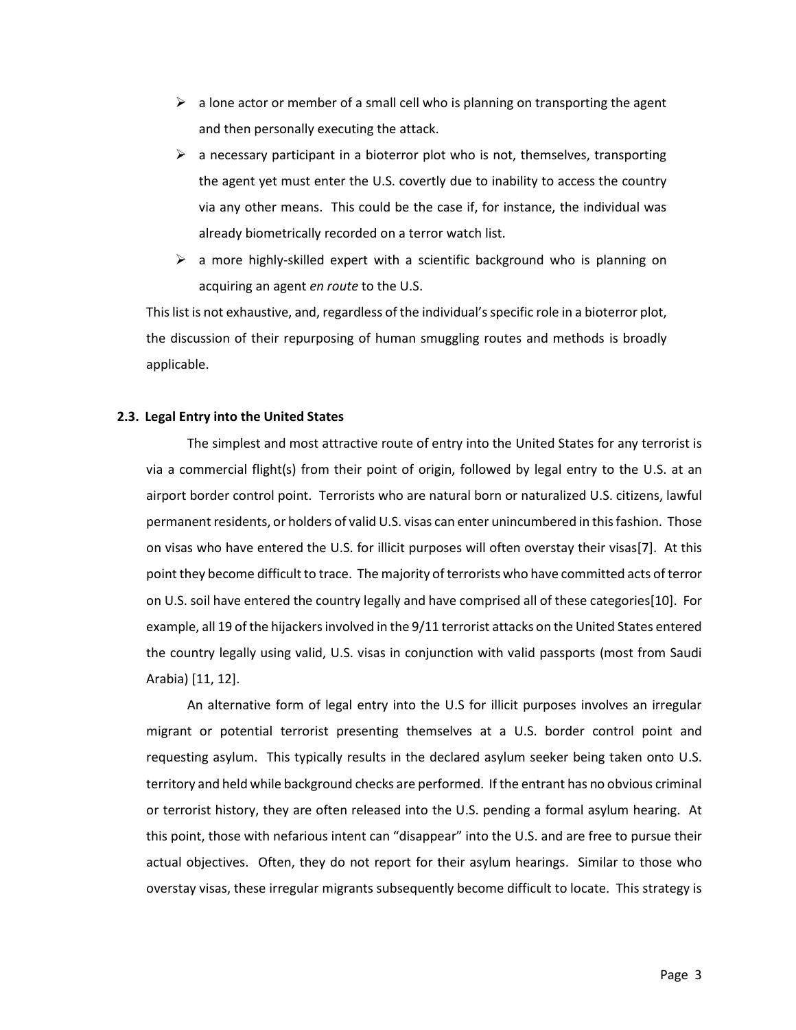- a lone actor or member of a small cell who is planning on transporting the agent and then personally executing the attack.
- a necessary participant in a bioterror plot who is not, themselves, transporting the agent yet must enter the U.S. covertly due to inability to access the country via any other means. This could be the case if, for instance, the individual was already biometrically recorded on a terror watch list.
- a more highly-skilled expert with a scientific background who is planning on acquiring an agent *en route* to the U.S.

This list is not exhaustive, and, regardless of the individual's specific role in a bioterror plot, the discussion of their repurposing of human smuggling routes and methods is broadly applicable.

### 2.3. Legal Entry into the United States

The simplest and most attractive route of entry into the United States for any terrorist is via a commercial flight(s) from their point of origin, followed by legal entry to the U.S. at an airport border control point. Terrorists who are natural born or naturalized U.S. citizens, lawful permanent residents, or holders of valid U.S. visas can enter unincumbered in this fashion. Those on visas who have entered the U.S. for illicit purposes will often overstay their visas[7]. At this point they become difficult to trace. The majority of terrorists who have committed acts of terror on U.S. soil have entered the country legally and have comprised all of these categories[10]. For example, all 19 of the hijackers involved in the 9/11 terrorist attacks on the United States entered the country legally using valid, U.S. visas in conjunction with valid passports (most from Saudi Arabia) [11, 12].

An alternative form of legal entry into the U.S for illicit purposes involves an irregular migrant or potential terrorist presenting themselves at a U.S. border control point and requesting asylum. This typically results in the declared asylum seeker being taken onto U.S. territory and held while background checks are performed. If the entrant has no obvious criminal or terrorist history, they are often released into the U.S. pending a formal asylum hearing. At this point, those with nefarious intent can "disappear" into the U.S. and are free to pursue their actual objectives. Often, they do not report for their asylum hearings. Similar to those who overstay visas, these irregular migrants subsequently become difficult to locate. This strategy is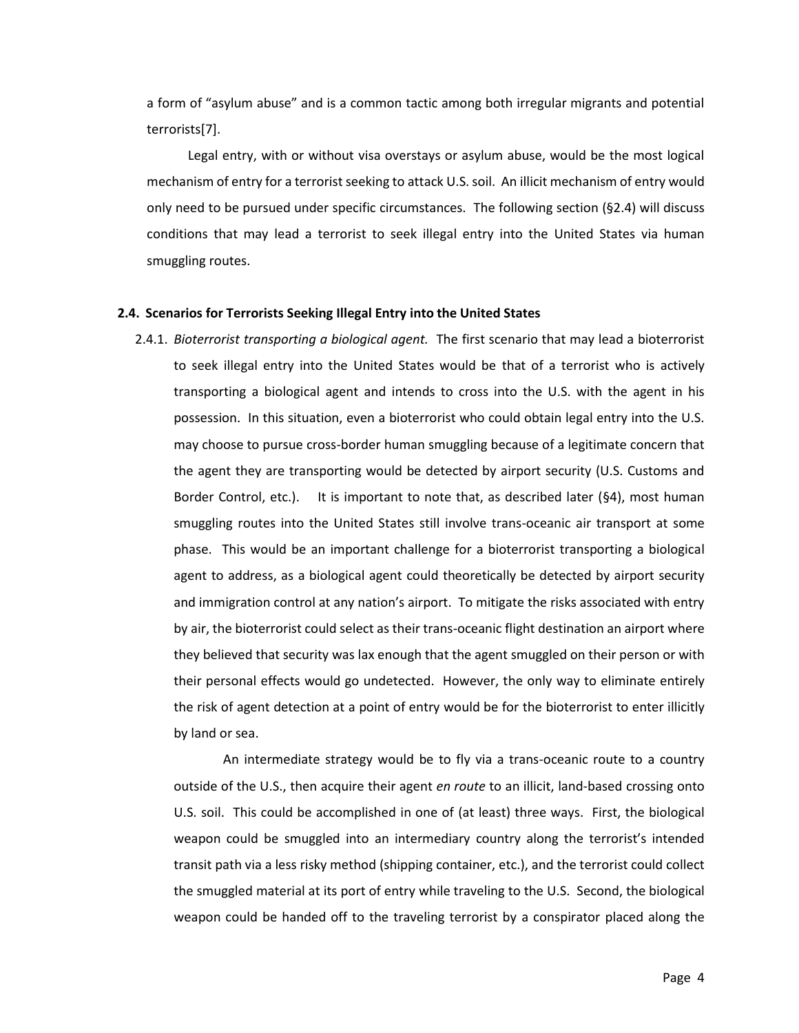a form of "asylum abuse" and is a common tactic among both irregular migrants and potential terrorists[7].

Legal entry, with or without visa overstays or asylum abuse, would be the most logical mechanism of entry for a terrorist seeking to attack U.S. soil. An illicit mechanism of entry would only need to be pursued under specific circumstances. The following section (§2.4) will discuss conditions that may lead a terrorist to seek illegal entry into the United States via human smuggling routes.

**2.4. Scenarios for Terrorists Seeking Illegal Entry into the United States**

2.4.1. *Bioterrorist transporting a biological agent.* The first scenario that may lead a bioterrorist to seek illegal entry into the United States would be that of a terrorist who is actively transporting a biological agent and intends to cross into the U.S. with the agent in his possession. In this situation, even a bioterrorist who could obtain legal entry into the U.S. may choose to pursue cross-border human smuggling because of a legitimate concern that the agent they are transporting would be detected by airport security (U.S. Customs and Border Control, etc.). It is important to note that, as described later (§4), most human smuggling routes into the United States still involve trans-oceanic air transport at some phase. This would be an important challenge for a bioterrorist transporting a biological agent to address, as a biological agent could theoretically be detected by airport security and immigration control at any nation's airport. To mitigate the risks associated with entry by air, the bioterrorist could select as their trans-oceanic flight destination an airport where they believed that security was lax enough that the agent smuggled on their person or with their personal effects would go undetected. However, the only way to eliminate entirely the risk of agent detection at a point of entry would be for the bioterrorist to enter illicitly by land or sea.

An intermediate strategy would be to fly via a trans-oceanic route to a country outside of the U.S., then acquire their agent *en route* to an illicit, land-based crossing onto U.S. soil. This could be accomplished in one of (at least) three ways. First, the biological weapon could be smuggled into an intermediary country along the terrorist's intended transit path via a less risky method (shipping container, etc.), and the terrorist could collect the smuggled material at its port of entry while traveling to the U.S. Second, the biological weapon could be handed off to the traveling terrorist by a conspirator placed along the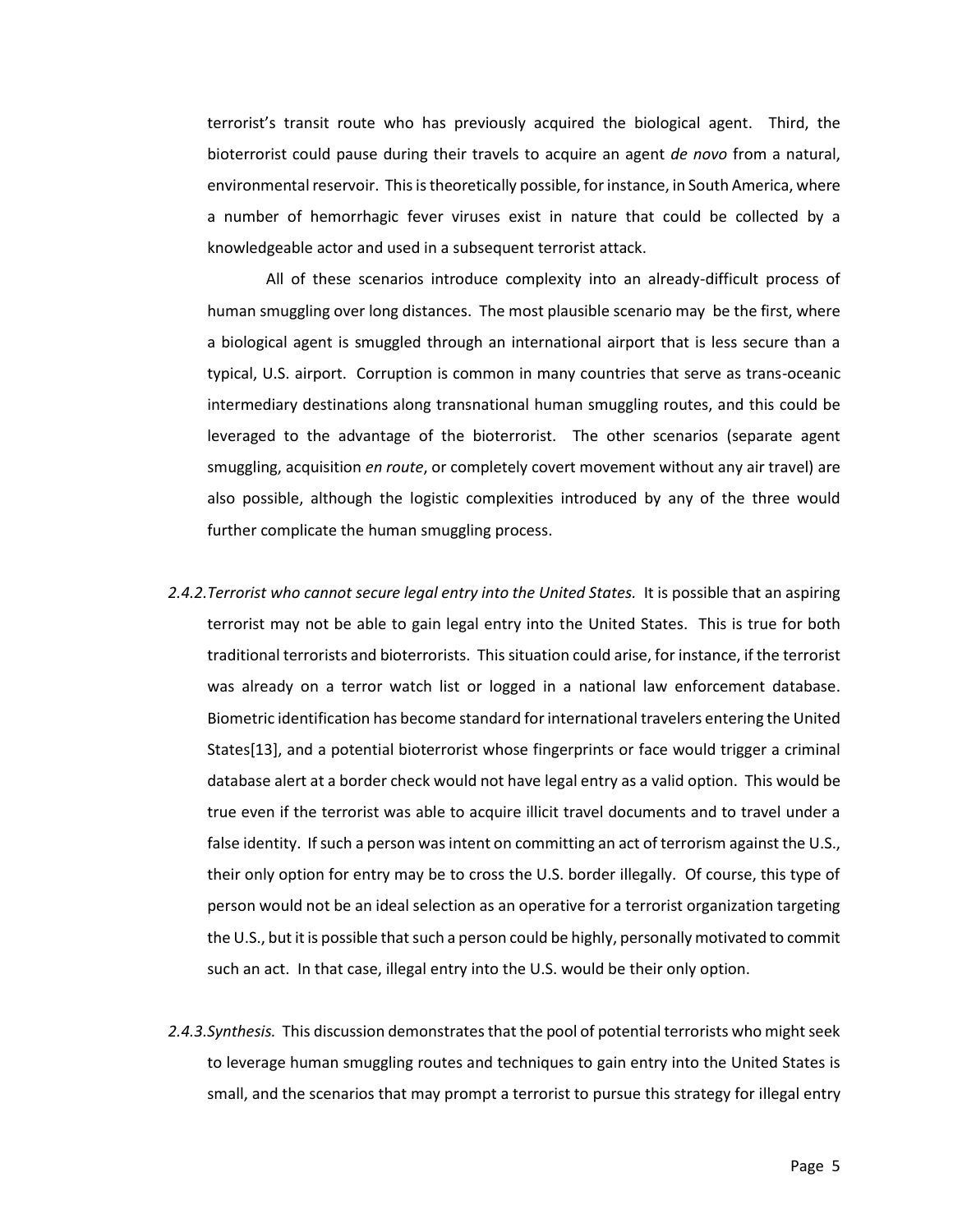terrorist's transit route who has previously acquired the biological agent. Third, the bioterrorist could pause during their travels to acquire an agent *de novo* from a natural, environmental reservoir. This is theoretically possible, for instance, in South America, where a number of hemorrhagic fever viruses exist in nature that could be collected by a knowledgeable actor and used in a subsequent terrorist attack.

All of these scenarios introduce complexity into an already-difficult process of human smuggling over long distances. The most plausible scenario may be the first, where a biological agent is smuggled through an international airport that is less secure than a typical, U.S. airport. Corruption is common in many countries that serve as trans-oceanic intermediary destinations along transnational human smuggling routes, and this could be leveraged to the advantage of the bioterrorist. The other scenarios (separate agent smuggling, acquisition *en route*, or completely covert movement without any air travel) are also possible, although the logistic complexities introduced by any of the three would further complicate the human smuggling process.

*2.4.2. Terrorist who cannot secure legal entry into the United States.* It is possible that an aspiring terrorist may not be able to gain legal entry into the United States. This is true for both traditional terrorists and bioterrorists. This situation could arise, for instance, if the terrorist was already on a terror watch list or logged in a national law enforcement database. Biometric identification has become standard for international travelers entering the United States[13], and a potential bioterrorist whose fingerprints or face would trigger a criminal database alert at a border check would not have legal entry as a valid option. This would be true even if the terrorist was able to acquire illicit travel documents and to travel under a false identity. If such a person was intent on committing an act of terrorism against the U.S., their only option for entry may be to cross the U.S. border illegally. Of course, this type of person would not be an ideal selection as an operative for a terrorist organization targeting the U.S., but it is possible that such a person could be highly, personally motivated to commit such an act. In that case, illegal entry into the U.S. would be their only option.

*2.4.3. Synthesis.* This discussion demonstrates that the pool of potential terrorists who might seek to leverage human smuggling routes and techniques to gain entry into the United States is small, and the scenarios that may prompt a terrorist to pursue this strategy for illegal entry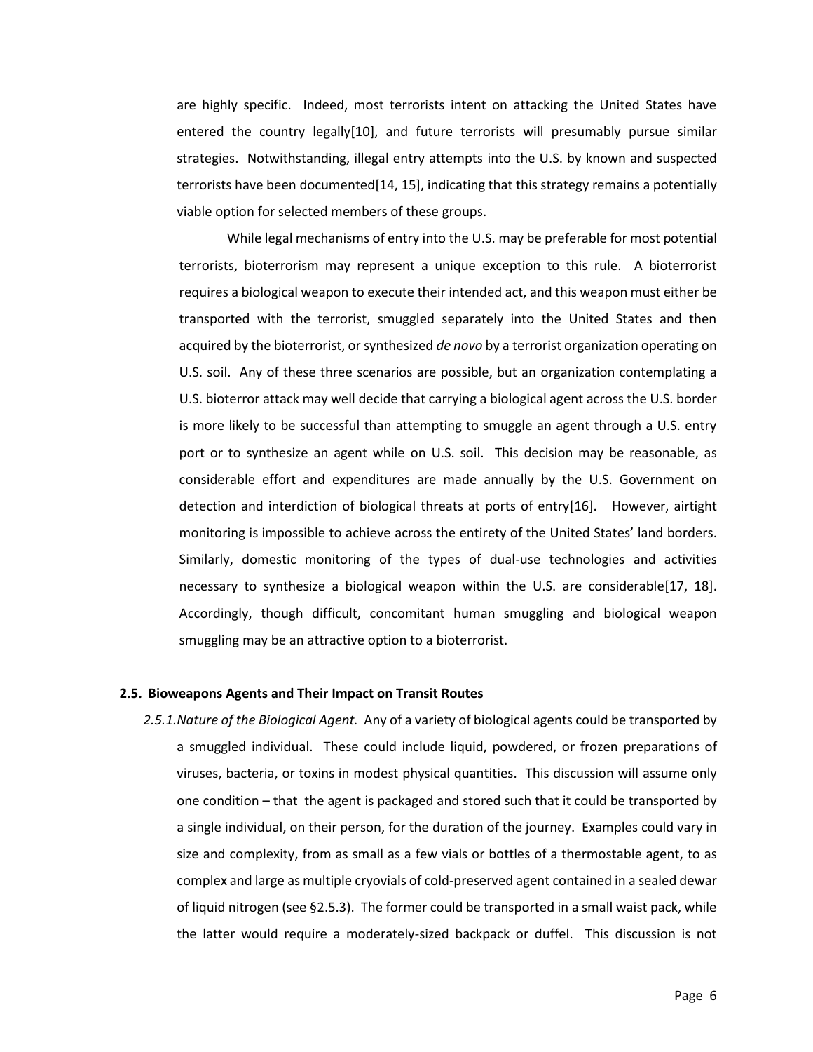are highly specific. Indeed, most terrorists intent on attacking the United States have entered the country legally[10], and future terrorists will presumably pursue similar strategies. Notwithstanding, illegal entry attempts into the U.S. by known and suspected terrorists have been documented[14, 15], indicating that this strategy remains a potentially viable option for selected members of these groups.

While legal mechanisms of entry into the U.S. may be preferable for most potential terrorists, bioterrorism may represent a unique exception to this rule. A bioterrorist requires a biological weapon to execute their intended act, and this weapon must either be transported with the terrorist, smuggled separately into the United States and then acquired by the bioterrorist, or synthesized *de novo* by a terrorist organization operating on U.S. soil. Any of these three scenarios are possible, but an organization contemplating a U.S. bioterror attack may well decide that carrying a biological agent across the U.S. border is more likely to be successful than attempting to smuggle an agent through a U.S. entry port or to synthesize an agent while on U.S. soil. This decision may be reasonable, as considerable effort and expenditures are made annually by the U.S. Government on detection and interdiction of biological threats at ports of entry[16]. However, airtight monitoring is impossible to achieve across the entirety of the United States' land borders. Similarly, domestic monitoring of the types of dual-use technologies and activities necessary to synthesize a biological weapon within the U.S. are considerable[17, 18]. Accordingly, though difficult, concomitant human smuggling and biological weapon smuggling may be an attractive option to a bioterrorist.

### 2.5. Bioweapons Agents and Their Impact on Transit Routes

*2.5.1. Nature of the Biological Agent.* Any of a variety of biological agents could be transported by a smuggled individual. These could include liquid, powdered, or frozen preparations of viruses, bacteria, or toxins in modest physical quantities. This discussion will assume only one condition – that the agent is packaged and stored such that it could be transported by a single individual, on their person, for the duration of the journey. Examples could vary in size and complexity, from as small as a few vials or bottles of a thermostable agent, to as complex and large as multiple cryovials of cold-preserved agent contained in a sealed dewar of liquid nitrogen (see §2.5.3). The former could be transported in a small waist pack, while the latter would require a moderately-sized backpack or duffel. This discussion is not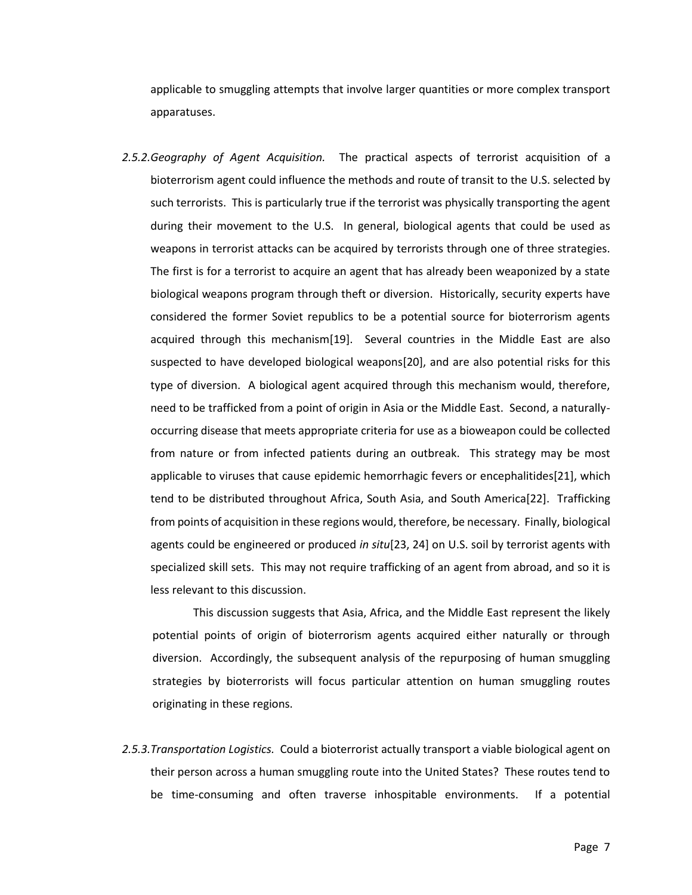applicable to smuggling attempts that involve larger quantities or more complex transport apparatuses.

*2.5.2.Geography of Agent Acquisition.* The practical aspects of terrorist acquisition of a bioterrorism agent could influence the methods and route of transit to the U.S. selected by such terrorists. This is particularly true if the terrorist was physically transporting the agent during their movement to the U.S. In general, biological agents that could be used as weapons in terrorist attacks can be acquired by terrorists through one of three strategies. The first is for a terrorist to acquire an agent that has already been weaponized by a state biological weapons program through theft or diversion. Historically, security experts have considered the former Soviet republics to be a potential source for bioterrorism agents acquired through this mechanism[19]. Several countries in the Middle East are also suspected to have developed biological weapons[20], and are also potential risks for this type of diversion. A biological agent acquired through this mechanism would, therefore, need to be trafficked from a point of origin in Asia or the Middle East. Second, a naturally-occurring disease that meets appropriate criteria for use as a bioweapon could be collected from nature or from infected patients during an outbreak. This strategy may be most applicable to viruses that cause epidemic hemorrhagic fevers or encephalitides[21], which tend to be distributed throughout Africa, South Asia, and South America[22]. Trafficking from points of acquisition in these regions would, therefore, be necessary. Finally, biological agents could be engineered or produced *in situ*[23, 24] on U.S. soil by terrorist agents with specialized skill sets. This may not require trafficking of an agent from abroad, and so it is less relevant to this discussion.

This discussion suggests that Asia, Africa, and the Middle East represent the likely potential points of origin of bioterrorism agents acquired either naturally or through diversion. Accordingly, the subsequent analysis of the repurposing of human smuggling strategies by bioterrorists will focus particular attention on human smuggling routes originating in these regions.

*2.5.3.Transportation Logistics.* Could a bioterrorist actually transport a viable biological agent on their person across a human smuggling route into the United States? These routes tend to be time-consuming and often traverse inhospitable environments. If a potential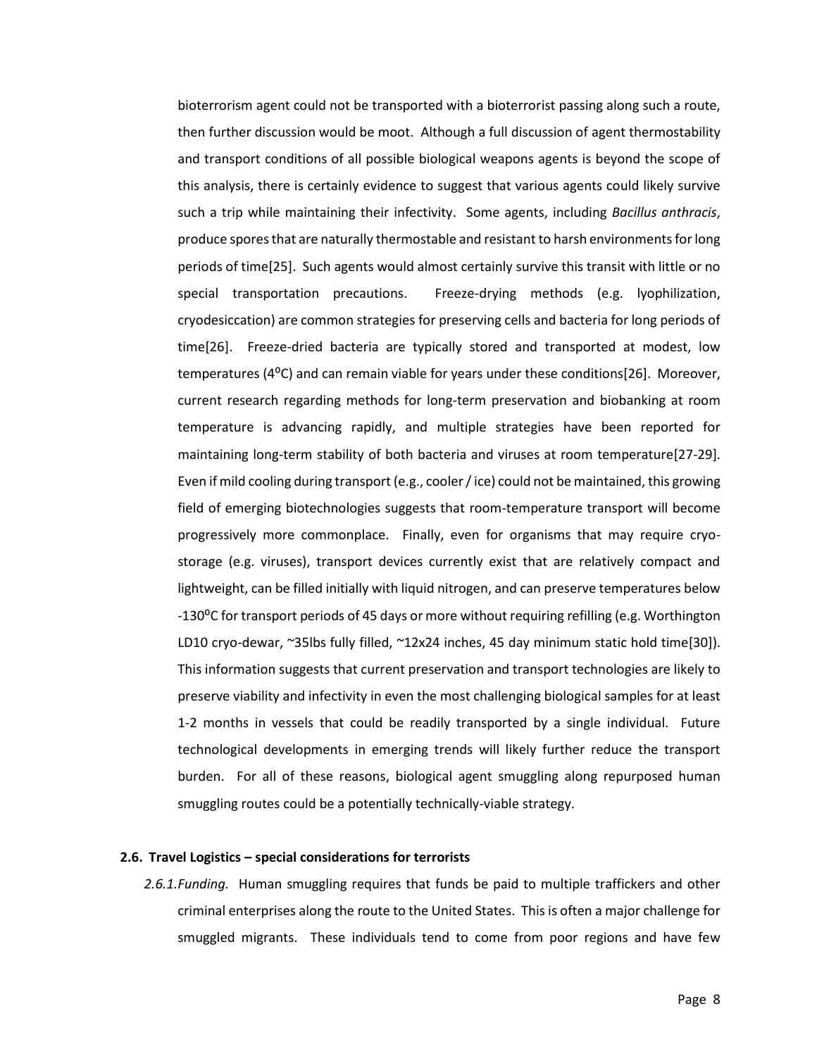bioterrorism agent could not be transported with a bioterrorist passing along such a route, then further discussion would be moot. Although a full discussion of agent thermostability and transport conditions of all possible biological weapons agents is beyond the scope of this analysis, there is certainly evidence to suggest that various agents could likely survive such a trip while maintaining their infectivity. Some agents, including *Bacillus anthracis*, produce spores that are naturally thermostable and resistant to harsh environments for long periods of time[25]. Such agents would almost certainly survive this transit with little or no special transportation precautions. Freeze-drying methods (e.g. lyophilization, cryodesiccation) are common strategies for preserving cells and bacteria for long periods of time[26]. Freeze-dried bacteria are typically stored and transported at modest, low temperatures (4$^{o}$C) and can remain viable for years under these conditions[26]. Moreover, current research regarding methods for long-term preservation and biobanking at room temperature is advancing rapidly, and multiple strategies have been reported for maintaining long-term stability of both bacteria and viruses at room temperature[27-29]. Even if mild cooling during transport (e.g., cooler / ice) could not be maintained, this growing field of emerging biotechnologies suggests that room-temperature transport will become progressively more commonplace. Finally, even for organisms that may require cryo-storage (e.g. viruses), transport devices currently exist that are relatively compact and lightweight, can be filled initially with liquid nitrogen, and can preserve temperatures below -130$^{o}$C for transport periods of 45 days or more without requiring refilling (e.g. Worthington LD10 cryo-dewar, ~35lbs fully filled, ~12x24 inches, 45 day minimum static hold time[30]). This information suggests that current preservation and transport technologies are likely to preserve viability and infectivity in even the most challenging biological samples for at least 1-2 months in vessels that could be readily transported by a single individual. Future technological developments in emerging trends will likely further reduce the transport burden. For all of these reasons, biological agent smuggling along repurposed human smuggling routes could be a potentially technically-viable strategy.

### 2.6. Travel Logistics – special considerations for terrorists

*2.6.1.Funding.* Human smuggling requires that funds be paid to multiple traffickers and other criminal enterprises along the route to the United States. This is often a major challenge for smuggled migrants. These individuals tend to come from poor regions and have few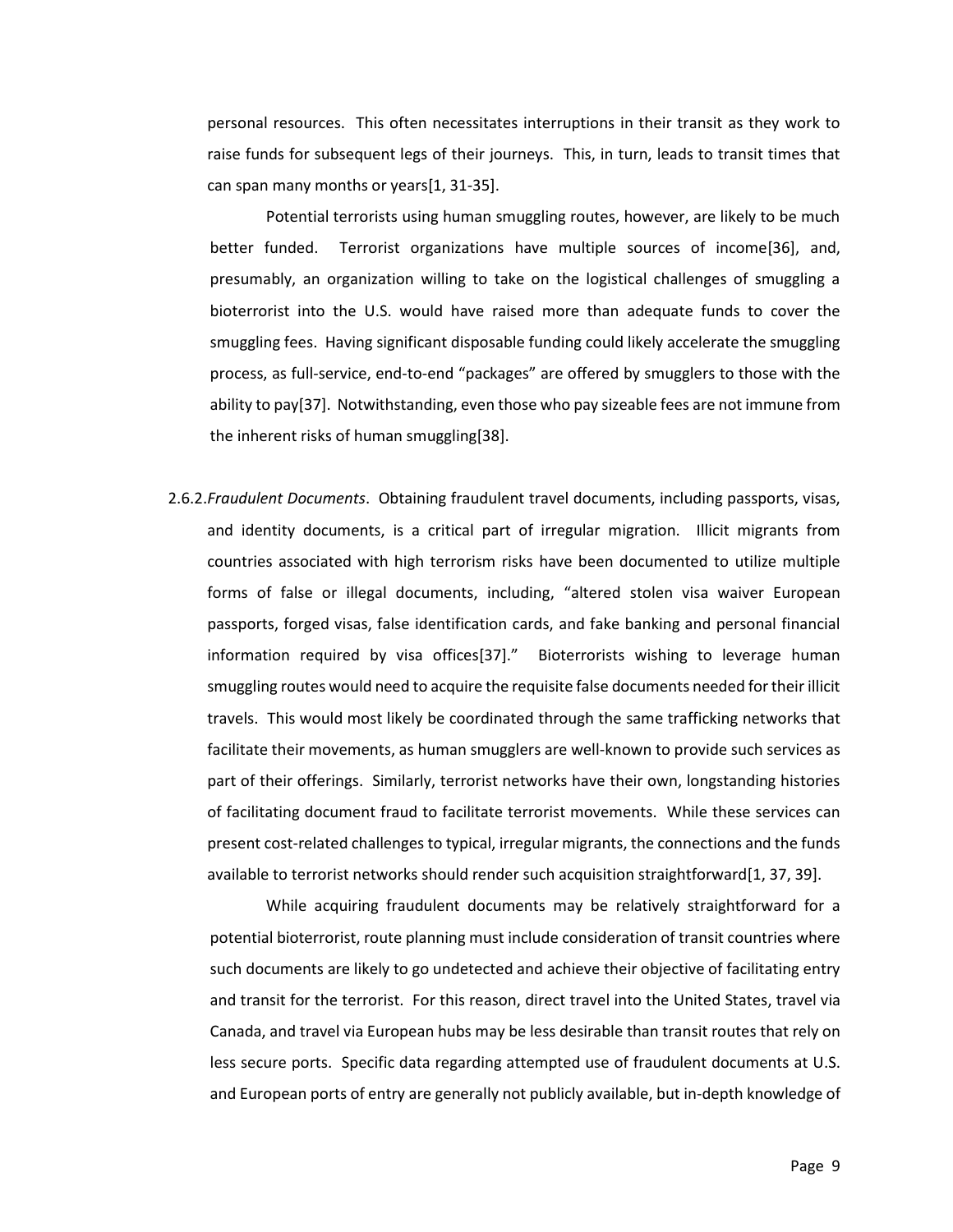personal resources. This often necessitates interruptions in their transit as they work to raise funds for subsequent legs of their journeys. This, in turn, leads to transit times that can span many months or years[1, 31-35].

Potential terrorists using human smuggling routes, however, are likely to be much better funded. Terrorist organizations have multiple sources of income[36], and, presumably, an organization willing to take on the logistical challenges of smuggling a bioterrorist into the U.S. would have raised more than adequate funds to cover the smuggling fees. Having significant disposable funding could likely accelerate the smuggling process, as full-service, end-to-end "packages" are offered by smugglers to those with the ability to pay[37]. Notwithstanding, even those who pay sizeable fees are not immune from the inherent risks of human smuggling[38].

2.6.2. *Fraudulent Documents*. Obtaining fraudulent travel documents, including passports, visas, and identity documents, is a critical part of irregular migration. Illicit migrants from countries associated with high terrorism risks have been documented to utilize multiple forms of false or illegal documents, including, "altered stolen visa waiver European passports, forged visas, false identification cards, and fake banking and personal financial information required by visa offices[37]." Bioterrorists wishing to leverage human smuggling routes would need to acquire the requisite false documents needed for their illicit travels. This would most likely be coordinated through the same trafficking networks that facilitate their movements, as human smugglers are well-known to provide such services as part of their offerings. Similarly, terrorist networks have their own, longstanding histories of facilitating document fraud to facilitate terrorist movements. While these services can present cost-related challenges to typical, irregular migrants, the connections and the funds available to terrorist networks should render such acquisition straightforward[1, 37, 39].

While acquiring fraudulent documents may be relatively straightforward for a potential bioterrorist, route planning must include consideration of transit countries where such documents are likely to go undetected and achieve their objective of facilitating entry and transit for the terrorist. For this reason, direct travel into the United States, travel via Canada, and travel via European hubs may be less desirable than transit routes that rely on less secure ports. Specific data regarding attempted use of fraudulent documents at U.S. and European ports of entry are generally not publicly available, but in-depth knowledge of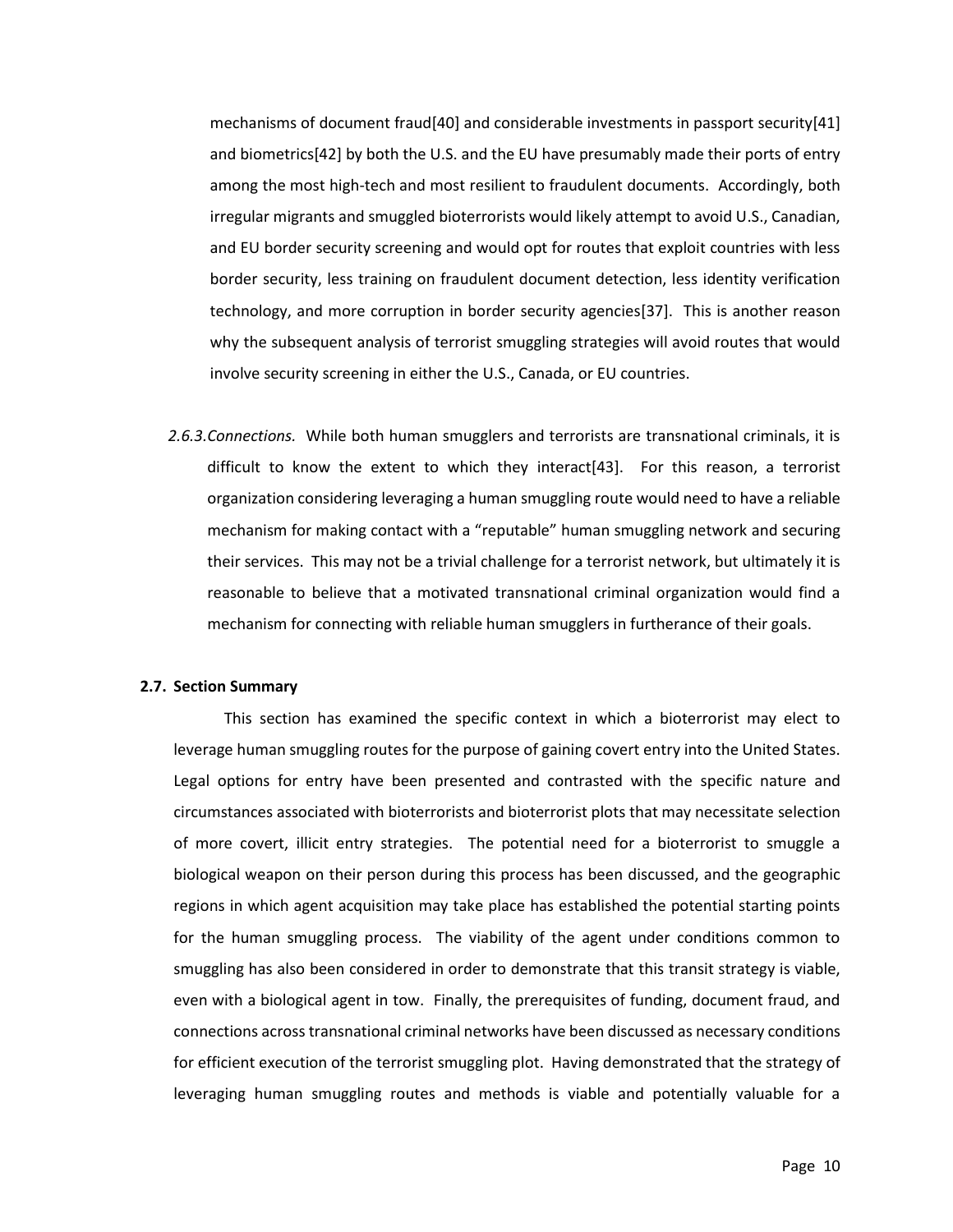mechanisms of document fraud[40] and considerable investments in passport security[41] and biometrics[42] by both the U.S. and the EU have presumably made their ports of entry among the most high-tech and most resilient to fraudulent documents. Accordingly, both irregular migrants and smuggled bioterrorists would likely attempt to avoid U.S., Canadian, and EU border security screening and would opt for routes that exploit countries with less border security, less training on fraudulent document detection, less identity verification technology, and more corruption in border security agencies[37]. This is another reason why the subsequent analysis of terrorist smuggling strategies will avoid routes that would involve security screening in either the U.S., Canada, or EU countries.

*2.6.3. Connections.* While both human smugglers and terrorists are transnational criminals, it is difficult to know the extent to which they interact[43]. For this reason, a terrorist organization considering leveraging a human smuggling route would need to have a reliable mechanism for making contact with a "reputable" human smuggling network and securing their services. This may not be a trivial challenge for a terrorist network, but ultimately it is reasonable to believe that a motivated transnational criminal organization would find a mechanism for connecting with reliable human smugglers in furtherance of their goals.

### 2.7. Section Summary

This section has examined the specific context in which a bioterrorist may elect to leverage human smuggling routes for the purpose of gaining covert entry into the United States. Legal options for entry have been presented and contrasted with the specific nature and circumstances associated with bioterrorists and bioterrorist plots that may necessitate selection of more covert, illicit entry strategies. The potential need for a bioterrorist to smuggle a biological weapon on their person during this process has been discussed, and the geographic regions in which agent acquisition may take place has established the potential starting points for the human smuggling process. The viability of the agent under conditions common to smuggling has also been considered in order to demonstrate that this transit strategy is viable, even with a biological agent in tow. Finally, the prerequisites of funding, document fraud, and connections across transnational criminal networks have been discussed as necessary conditions for efficient execution of the terrorist smuggling plot. Having demonstrated that the strategy of leveraging human smuggling routes and methods is viable and potentially valuable for a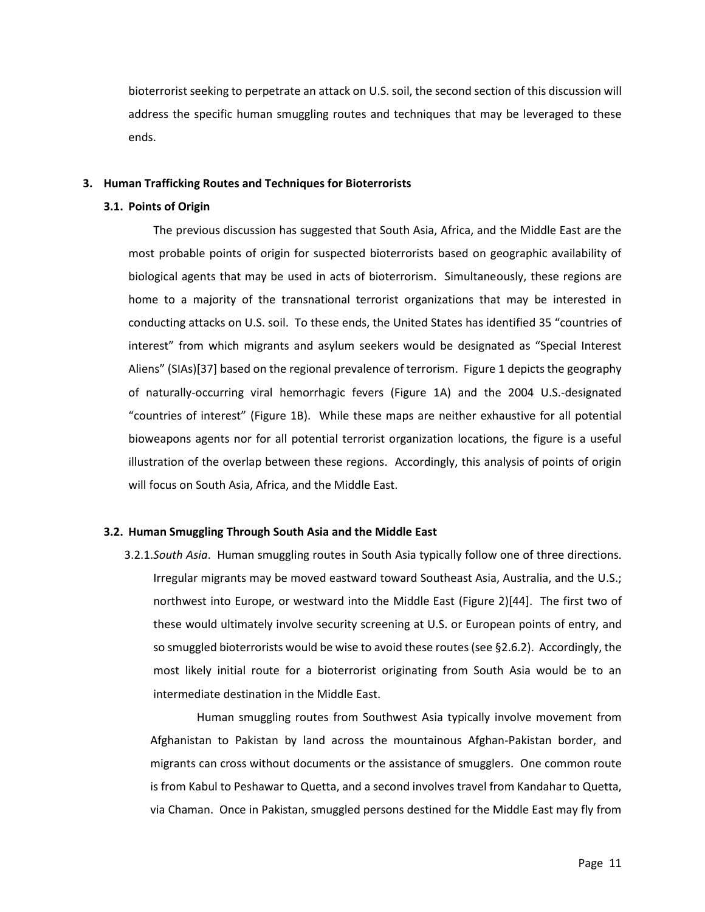bioterrorist seeking to perpetrate an attack on U.S. soil, the second section of this discussion will address the specific human smuggling routes and techniques that may be leveraged to these ends.

## 3. Human Trafficking Routes and Techniques for Bioterrorists

### 3.1. Points of Origin

The previous discussion has suggested that South Asia, Africa, and the Middle East are the most probable points of origin for suspected bioterrorists based on geographic availability of biological agents that may be used in acts of bioterrorism. Simultaneously, these regions are home to a majority of the transnational terrorist organizations that may be interested in conducting attacks on U.S. soil. To these ends, the United States has identified 35 "countries of interest" from which migrants and asylum seekers would be designated as "Special Interest Aliens" (SIAs)[37] based on the regional prevalence of terrorism. Figure 1 depicts the geography of naturally-occurring viral hemorrhagic fevers (Figure 1A) and the 2004 U.S.-designated "countries of interest" (Figure 1B). While these maps are neither exhaustive for all potential bioweapons agents nor for all potential terrorist organization locations, the figure is a useful illustration of the overlap between these regions. Accordingly, this analysis of points of origin will focus on South Asia, Africa, and the Middle East.

### 3.2. Human Smuggling Through South Asia and the Middle East

3.2.1. *South Asia*. Human smuggling routes in South Asia typically follow one of three directions. Irregular migrants may be moved eastward toward Southeast Asia, Australia, and the U.S.; northwest into Europe, or westward into the Middle East (Figure 2)[44]. The first two of these would ultimately involve security screening at U.S. or European points of entry, and so smuggled bioterrorists would be wise to avoid these routes (see §2.6.2). Accordingly, the most likely initial route for a bioterrorist originating from South Asia would be to an intermediate destination in the Middle East.

Human smuggling routes from Southwest Asia typically involve movement from Afghanistan to Pakistan by land across the mountainous Afghan-Pakistan border, and migrants can cross without documents or the assistance of smugglers. One common route is from Kabul to Peshawar to Quetta, and a second involves travel from Kandahar to Quetta, via Chaman. Once in Pakistan, smuggled persons destined for the Middle East may fly from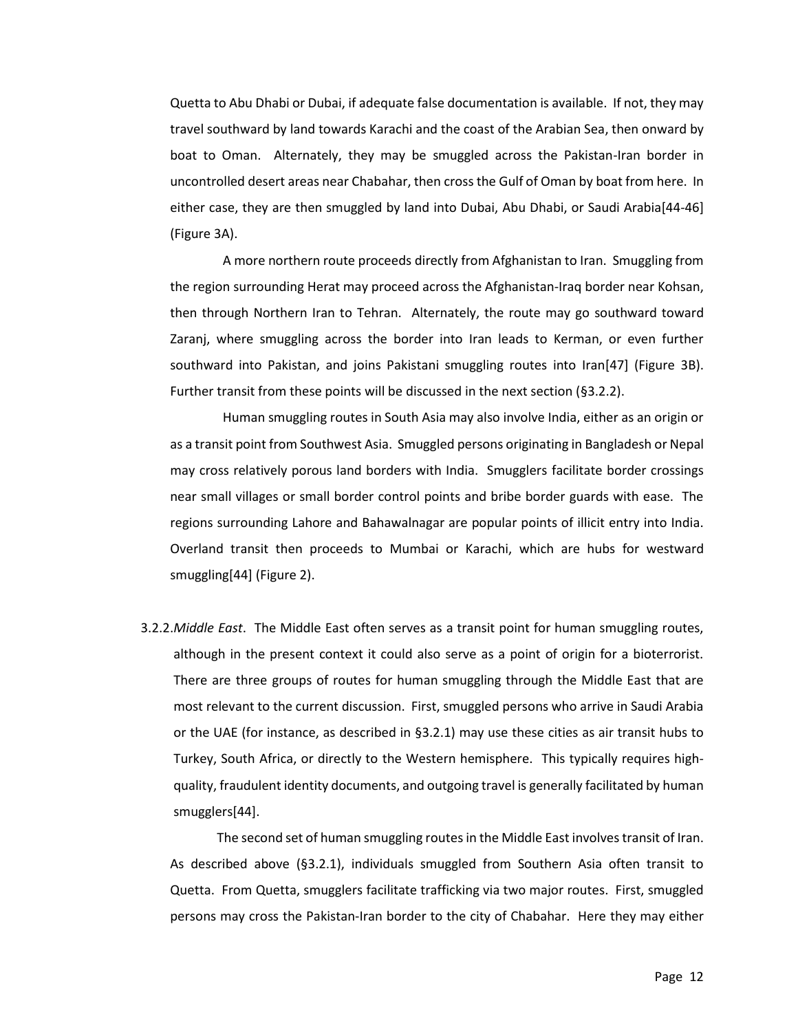Quetta to Abu Dhabi or Dubai, if adequate false documentation is available. If not, they may travel southward by land towards Karachi and the coast of the Arabian Sea, then onward by boat to Oman. Alternately, they may be smuggled across the Pakistan-Iran border in uncontrolled desert areas near Chabahar, then cross the Gulf of Oman by boat from here. In either case, they are then smuggled by land into Dubai, Abu Dhabi, or Saudi Arabia[44-46] (Figure 3A).

A more northern route proceeds directly from Afghanistan to Iran. Smuggling from the region surrounding Herat may proceed across the Afghanistan-Iraq border near Kohsan, then through Northern Iran to Tehran. Alternately, the route may go southward toward Zaranj, where smuggling across the border into Iran leads to Kerman, or even further southward into Pakistan, and joins Pakistani smuggling routes into Iran[47] (Figure 3B). Further transit from these points will be discussed in the next section (§3.2.2).

Human smuggling routes in South Asia may also involve India, either as an origin or as a transit point from Southwest Asia. Smuggled persons originating in Bangladesh or Nepal may cross relatively porous land borders with India. Smugglers facilitate border crossings near small villages or small border control points and bribe border guards with ease. The regions surrounding Lahore and Bahawalnagar are popular points of illicit entry into India. Overland transit then proceeds to Mumbai or Karachi, which are hubs for westward smuggling[44] (Figure 2).

3.2.2. *Middle East*. The Middle East often serves as a transit point for human smuggling routes, although in the present context it could also serve as a point of origin for a bioterrorist. There are three groups of routes for human smuggling through the Middle East that are most relevant to the current discussion. First, smuggled persons who arrive in Saudi Arabia or the UAE (for instance, as described in §3.2.1) may use these cities as air transit hubs to Turkey, South Africa, or directly to the Western hemisphere. This typically requires high-quality, fraudulent identity documents, and outgoing travel is generally facilitated by human smugglers[44].

The second set of human smuggling routes in the Middle East involves transit of Iran. As described above (§3.2.1), individuals smuggled from Southern Asia often transit to Quetta. From Quetta, smugglers facilitate trafficking via two major routes. First, smuggled persons may cross the Pakistan-Iran border to the city of Chabahar. Here they may either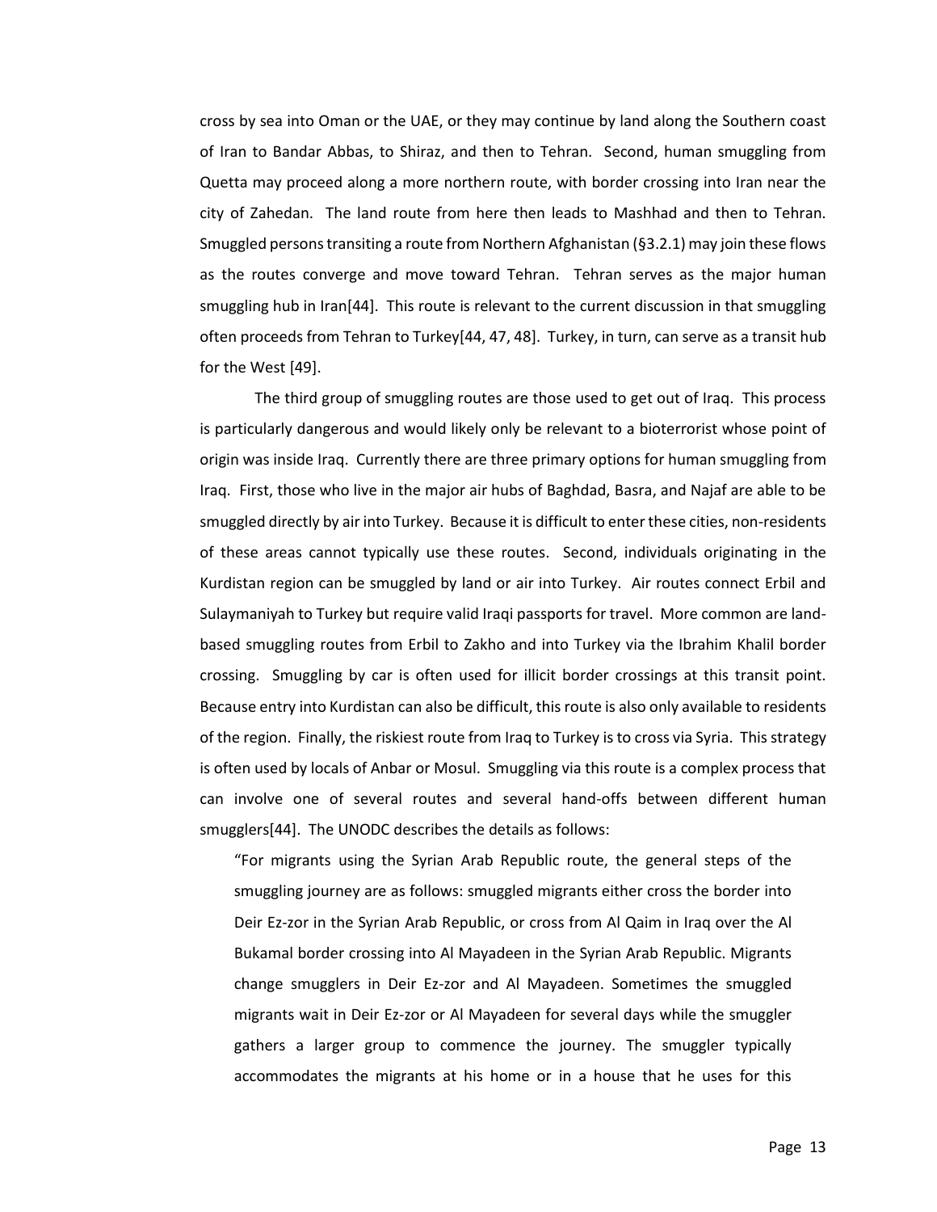cross by sea into Oman or the UAE, or they may continue by land along the Southern coast of Iran to Bandar Abbas, to Shiraz, and then to Tehran. Second, human smuggling from Quetta may proceed along a more northern route, with border crossing into Iran near the city of Zahedan. The land route from here then leads to Mashhad and then to Tehran. Smuggled persons transiting a route from Northern Afghanistan (§3.2.1) may join these flows as the routes converge and move toward Tehran. Tehran serves as the major human smuggling hub in Iran[44]. This route is relevant to the current discussion in that smuggling often proceeds from Tehran to Turkey[44, 47, 48]. Turkey, in turn, can serve as a transit hub for the West [49].

The third group of smuggling routes are those used to get out of Iraq. This process is particularly dangerous and would likely only be relevant to a bioterrorist whose point of origin was inside Iraq. Currently there are three primary options for human smuggling from Iraq. First, those who live in the major air hubs of Baghdad, Basra, and Najaf are able to be smuggled directly by air into Turkey. Because it is difficult to enter these cities, non-residents of these areas cannot typically use these routes. Second, individuals originating in the Kurdistan region can be smuggled by land or air into Turkey. Air routes connect Erbil and Sulaymaniyah to Turkey but require valid Iraqi passports for travel. More common are land-based smuggling routes from Erbil to Zakho and into Turkey via the Ibrahim Khalil border crossing. Smuggling by car is often used for illicit border crossings at this transit point. Because entry into Kurdistan can also be difficult, this route is also only available to residents of the region. Finally, the riskiest route from Iraq to Turkey is to cross via Syria. This strategy is often used by locals of Anbar or Mosul. Smuggling via this route is a complex process that can involve one of several routes and several hand-offs between different human smugglers[44]. The UNODC describes the details as follows:

> "For migrants using the Syrian Arab Republic route, the general steps of the smuggling journey are as follows: smuggled migrants either cross the border into Deir Ez-zor in the Syrian Arab Republic, or cross from Al Qaim in Iraq over the Al Bukamal border crossing into Al Mayadeen in the Syrian Arab Republic. Migrants change smugglers in Deir Ez-zor and Al Mayadeen. Sometimes the smuggled migrants wait in Deir Ez-zor or Al Mayadeen for several days while the smuggler gathers a larger group to commence the journey. The smuggler typically accommodates the migrants at his home or in a house that he uses for this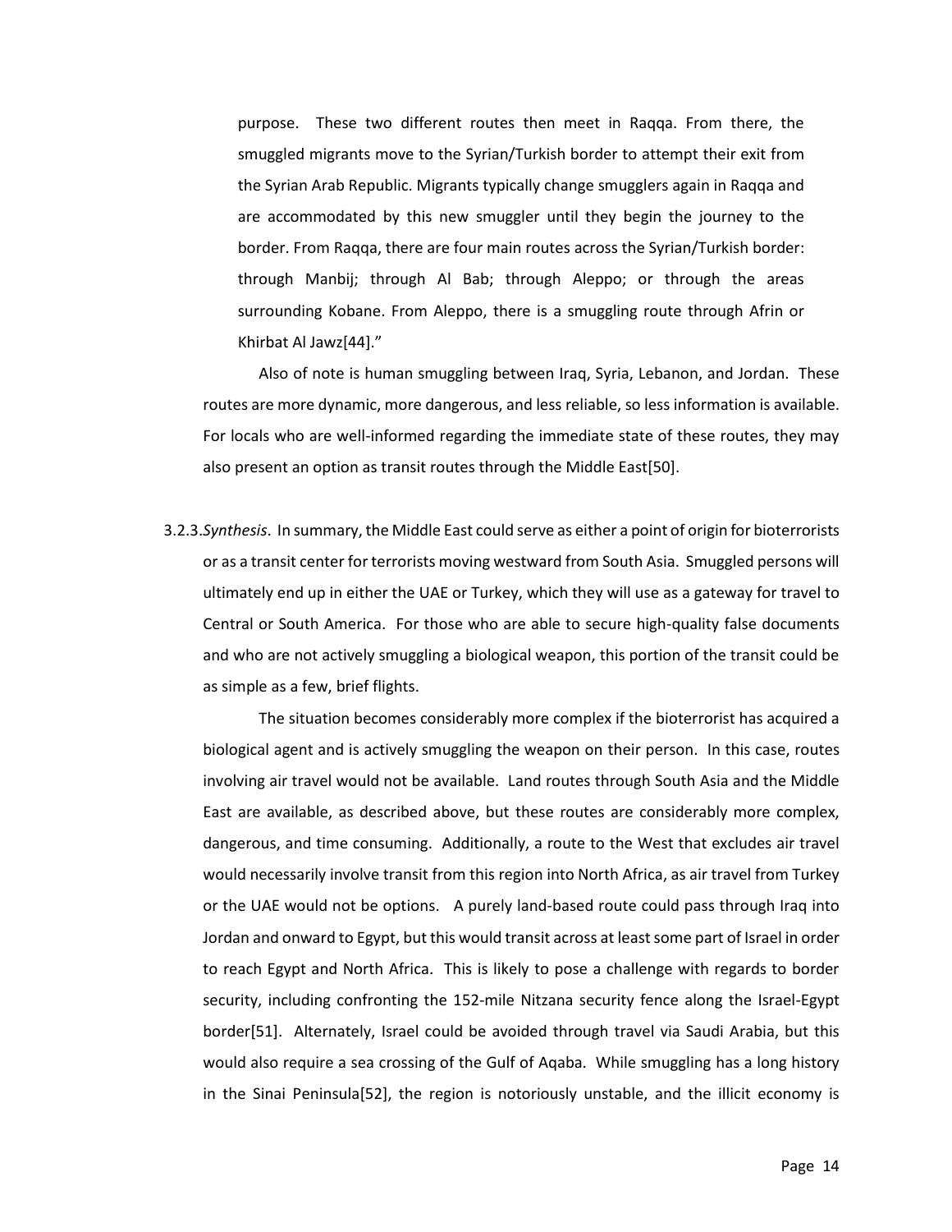purpose. These two different routes then meet in Raqqa. From there, the smuggled migrants move to the Syrian/Turkish border to attempt their exit from the Syrian Arab Republic. Migrants typically change smugglers again in Raqqa and are accommodated by this new smuggler until they begin the journey to the border. From Raqqa, there are four main routes across the Syrian/Turkish border: through Manbij; through Al Bab; through Aleppo; or through the areas surrounding Kobane. From Aleppo, there is a smuggling route through Afrin or Khirbat Al Jawz[44]."

Also of note is human smuggling between Iraq, Syria, Lebanon, and Jordan. These routes are more dynamic, more dangerous, and less reliable, so less information is available. For locals who are well-informed regarding the immediate state of these routes, they may also present an option as transit routes through the Middle East[50].

3.2.3. *Synthesis*. In summary, the Middle East could serve as either a point of origin for bioterrorists or as a transit center for terrorists moving westward from South Asia. Smuggled persons will ultimately end up in either the UAE or Turkey, which they will use as a gateway for travel to Central or South America. For those who are able to secure high-quality false documents and who are not actively smuggling a biological weapon, this portion of the transit could be as simple as a few, brief flights.

The situation becomes considerably more complex if the bioterrorist has acquired a biological agent and is actively smuggling the weapon on their person. In this case, routes involving air travel would not be available. Land routes through South Asia and the Middle East are available, as described above, but these routes are considerably more complex, dangerous, and time consuming. Additionally, a route to the West that excludes air travel would necessarily involve transit from this region into North Africa, as air travel from Turkey or the UAE would not be options. A purely land-based route could pass through Iraq into Jordan and onward to Egypt, but this would transit across at least some part of Israel in order to reach Egypt and North Africa. This is likely to pose a challenge with regards to border security, including confronting the 152-mile Nitzana security fence along the Israel-Egypt border[51]. Alternately, Israel could be avoided through travel via Saudi Arabia, but this would also require a sea crossing of the Gulf of Aqaba. While smuggling has a long history in the Sinai Peninsula[52], the region is notoriously unstable, and the illicit economy is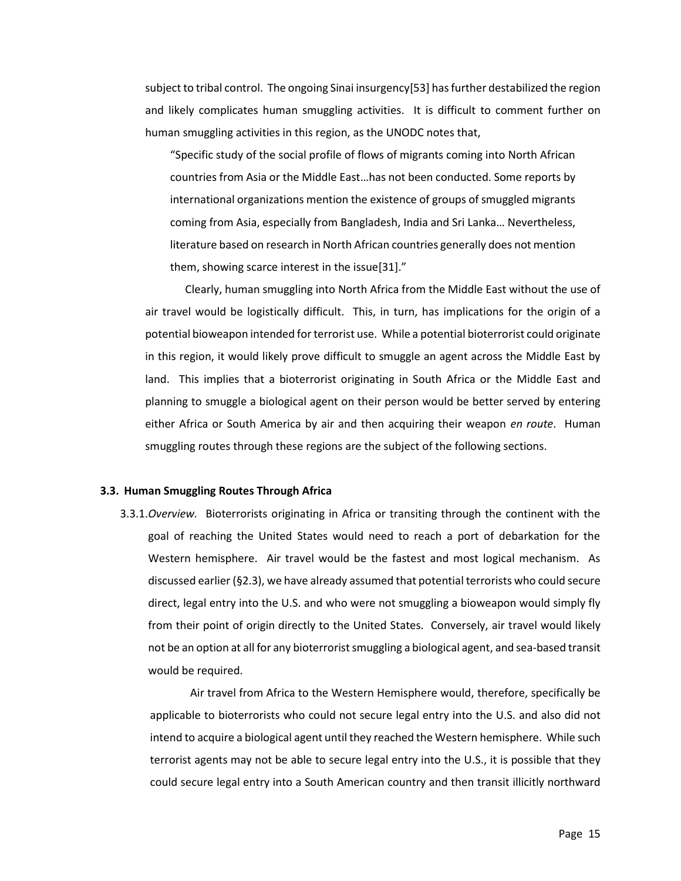subject to tribal control. The ongoing Sinai insurgency[53] has further destabilized the region and likely complicates human smuggling activities. It is difficult to comment further on human smuggling activities in this region, as the UNODC notes that,

> "Specific study of the social profile of flows of migrants coming into North African countries from Asia or the Middle East…has not been conducted. Some reports by international organizations mention the existence of groups of smuggled migrants coming from Asia, especially from Bangladesh, India and Sri Lanka… Nevertheless, literature based on research in North African countries generally does not mention them, showing scarce interest in the issue[31]."

Clearly, human smuggling into North Africa from the Middle East without the use of air travel would be logistically difficult. This, in turn, has implications for the origin of a potential bioweapon intended for terrorist use. While a potential bioterrorist could originate in this region, it would likely prove difficult to smuggle an agent across the Middle East by land. This implies that a bioterrorist originating in South Africa or the Middle East and planning to smuggle a biological agent on their person would be better served by entering either Africa or South America by air and then acquiring their weapon *en route*. Human smuggling routes through these regions are the subject of the following sections.

### 3.3. Human Smuggling Routes Through Africa

3.3.1. *Overview.* Bioterrorists originating in Africa or transiting through the continent with the goal of reaching the United States would need to reach a port of debarkation for the Western hemisphere. Air travel would be the fastest and most logical mechanism. As discussed earlier (§2.3), we have already assumed that potential terrorists who could secure direct, legal entry into the U.S. and who were not smuggling a bioweapon would simply fly from their point of origin directly to the United States. Conversely, air travel would likely not be an option at all for any bioterrorist smuggling a biological agent, and sea-based transit would be required.

Air travel from Africa to the Western Hemisphere would, therefore, specifically be applicable to bioterrorists who could not secure legal entry into the U.S. and also did not intend to acquire a biological agent until they reached the Western hemisphere. While such terrorist agents may not be able to secure legal entry into the U.S., it is possible that they could secure legal entry into a South American country and then transit illicitly northward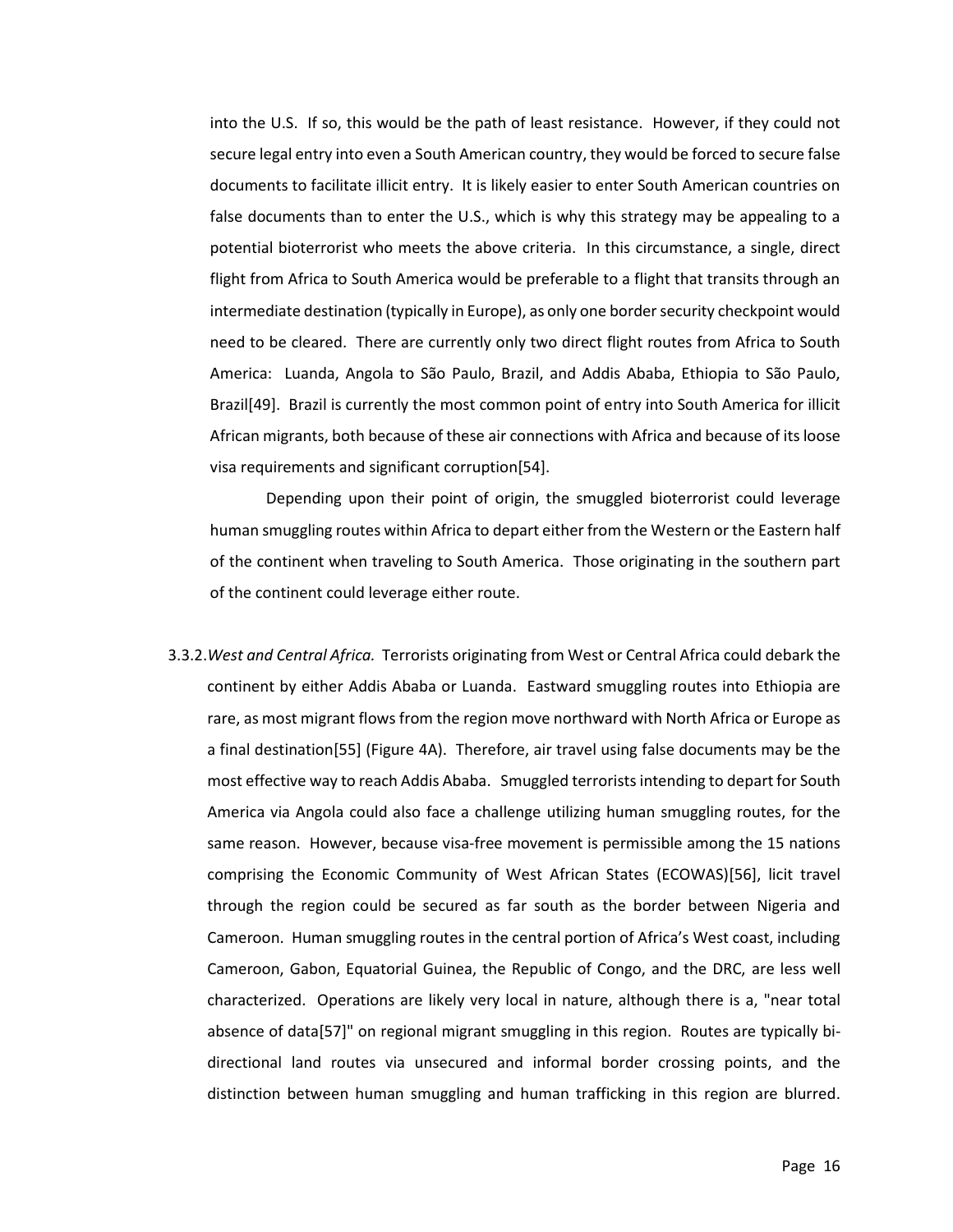into the U.S. If so, this would be the path of least resistance. However, if they could not secure legal entry into even a South American country, they would be forced to secure false documents to facilitate illicit entry. It is likely easier to enter South American countries on false documents than to enter the U.S., which is why this strategy may be appealing to a potential bioterrorist who meets the above criteria. In this circumstance, a single, direct flight from Africa to South America would be preferable to a flight that transits through an intermediate destination (typically in Europe), as only one border security checkpoint would need to be cleared. There are currently only two direct flight routes from Africa to South America: Luanda, Angola to São Paulo, Brazil, and Addis Ababa, Ethiopia to São Paulo, Brazil[49]. Brazil is currently the most common point of entry into South America for illicit African migrants, both because of these air connections with Africa and because of its loose visa requirements and significant corruption[54].

Depending upon their point of origin, the smuggled bioterrorist could leverage human smuggling routes within Africa to depart either from the Western or the Eastern half of the continent when traveling to South America. Those originating in the southern part of the continent could leverage either route.

3.3.2. *West and Central Africa.* Terrorists originating from West or Central Africa could debark the continent by either Addis Ababa or Luanda. Eastward smuggling routes into Ethiopia are rare, as most migrant flows from the region move northward with North Africa or Europe as a final destination[55] (Figure 4A). Therefore, air travel using false documents may be the most effective way to reach Addis Ababa. Smuggled terrorists intending to depart for South America via Angola could also face a challenge utilizing human smuggling routes, for the same reason. However, because visa-free movement is permissible among the 15 nations comprising the Economic Community of West African States (ECOWAS)[56], licit travel through the region could be secured as far south as the border between Nigeria and Cameroon. Human smuggling routes in the central portion of Africa's West coast, including Cameroon, Gabon, Equatorial Guinea, the Republic of Congo, and the DRC, are less well characterized. Operations are likely very local in nature, although there is a, "near total absence of data[57]" on regional migrant smuggling in this region. Routes are typically bi-directional land routes via unsecured and informal border crossing points, and the distinction between human smuggling and human trafficking in this region are blurred.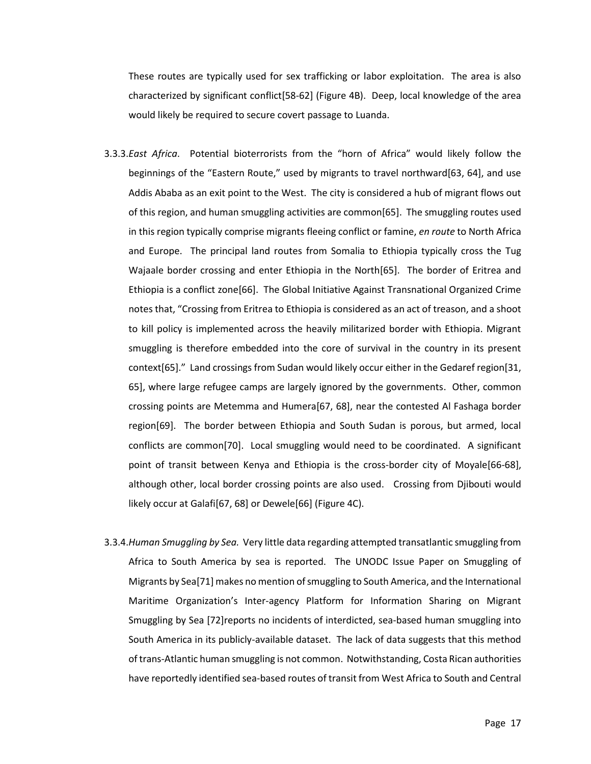These routes are typically used for sex trafficking or labor exploitation. The area is also characterized by significant conflict[58-62] (Figure 4B). Deep, local knowledge of the area would likely be required to secure covert passage to Luanda.

3.3.3. *East Africa.* Potential bioterrorists from the "horn of Africa" would likely follow the beginnings of the "Eastern Route," used by migrants to travel northward[63, 64], and use Addis Ababa as an exit point to the West. The city is considered a hub of migrant flows out of this region, and human smuggling activities are common[65]. The smuggling routes used in this region typically comprise migrants fleeing conflict or famine, *en route* to North Africa and Europe. The principal land routes from Somalia to Ethiopia typically cross the Tug Wajaale border crossing and enter Ethiopia in the North[65]. The border of Eritrea and Ethiopia is a conflict zone[66]. The Global Initiative Against Transnational Organized Crime notes that, "Crossing from Eritrea to Ethiopia is considered as an act of treason, and a shoot to kill policy is implemented across the heavily militarized border with Ethiopia. Migrant smuggling is therefore embedded into the core of survival in the country in its present context[65]." Land crossings from Sudan would likely occur either in the Gedaref region[31, 65], where large refugee camps are largely ignored by the governments. Other, common crossing points are Metemma and Humera[67, 68], near the contested Al Fashaga border region[69]. The border between Ethiopia and South Sudan is porous, but armed, local conflicts are common[70]. Local smuggling would need to be coordinated. A significant point of transit between Kenya and Ethiopia is the cross-border city of Moyale[66-68], although other, local border crossing points are also used. Crossing from Djibouti would likely occur at Galafi[67, 68] or Dewele[66] (Figure 4C).

3.3.4. *Human Smuggling by Sea.* Very little data regarding attempted transatlantic smuggling from Africa to South America by sea is reported. The UNODC Issue Paper on Smuggling of Migrants by Sea[71] makes no mention of smuggling to South America, and the International Maritime Organization's Inter-agency Platform for Information Sharing on Migrant Smuggling by Sea [72]reports no incidents of interdicted, sea-based human smuggling into South America in its publicly-available dataset. The lack of data suggests that this method of trans-Atlantic human smuggling is not common. Notwithstanding, Costa Rican authorities have reportedly identified sea-based routes of transit from West Africa to South and Central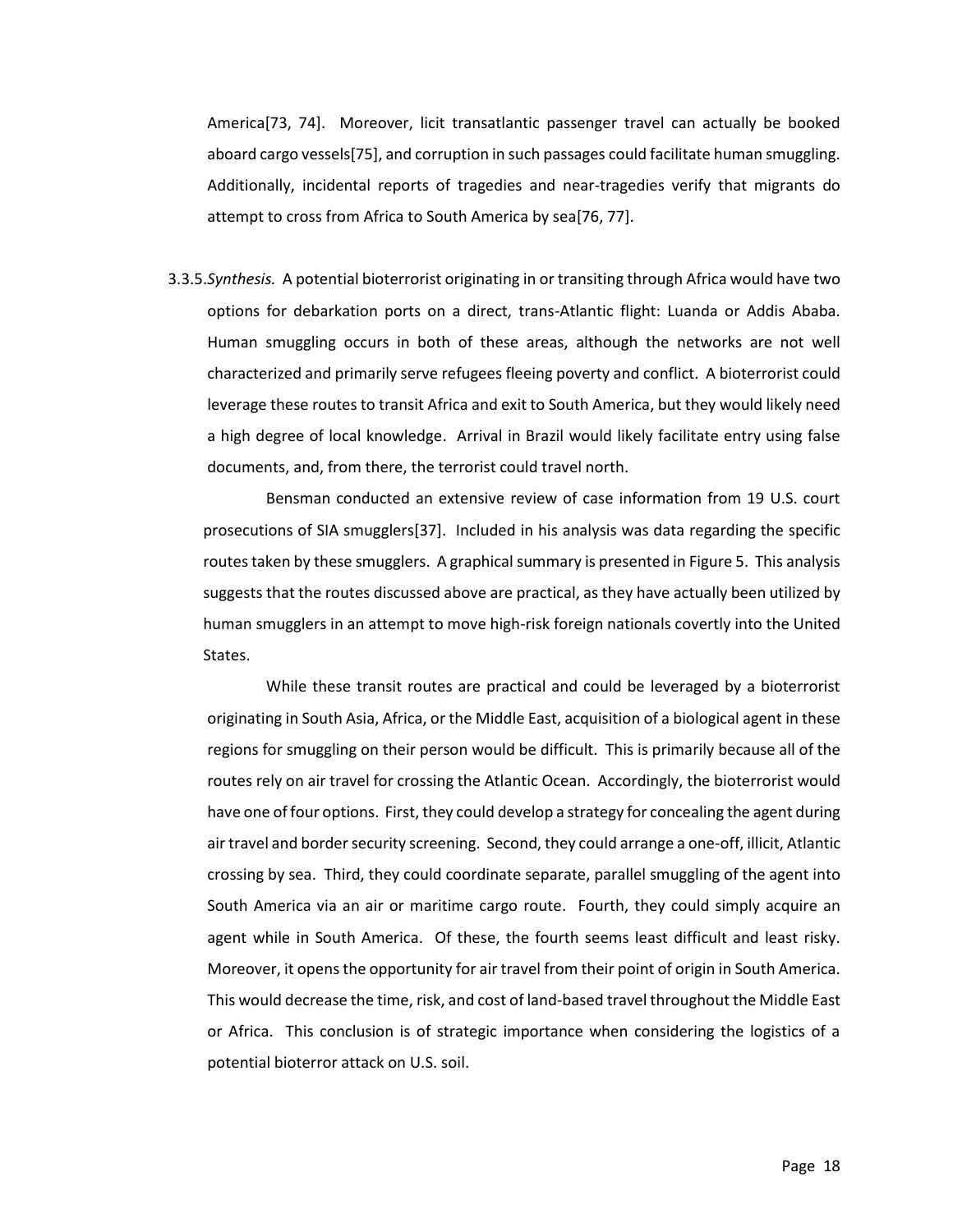America[73, 74]. Moreover, licit transatlantic passenger travel can actually be booked aboard cargo vessels[75], and corruption in such passages could facilitate human smuggling. Additionally, incidental reports of tragedies and near-tragedies verify that migrants do attempt to cross from Africa to South America by sea[76, 77].

3.3.5. *Synthesis.* A potential bioterrorist originating in or transiting through Africa would have two options for debarkation ports on a direct, trans-Atlantic flight: Luanda or Addis Ababa. Human smuggling occurs in both of these areas, although the networks are not well characterized and primarily serve refugees fleeing poverty and conflict. A bioterrorist could leverage these routes to transit Africa and exit to South America, but they would likely need a high degree of local knowledge. Arrival in Brazil would likely facilitate entry using false documents, and, from there, the terrorist could travel north.

Bensman conducted an extensive review of case information from 19 U.S. court prosecutions of SIA smugglers[37]. Included in his analysis was data regarding the specific routes taken by these smugglers. A graphical summary is presented in Figure 5. This analysis suggests that the routes discussed above are practical, as they have actually been utilized by human smugglers in an attempt to move high-risk foreign nationals covertly into the United States.

While these transit routes are practical and could be leveraged by a bioterrorist originating in South Asia, Africa, or the Middle East, acquisition of a biological agent in these regions for smuggling on their person would be difficult. This is primarily because all of the routes rely on air travel for crossing the Atlantic Ocean. Accordingly, the bioterrorist would have one of four options. First, they could develop a strategy for concealing the agent during air travel and border security screening. Second, they could arrange a one-off, illicit, Atlantic crossing by sea. Third, they could coordinate separate, parallel smuggling of the agent into South America via an air or maritime cargo route. Fourth, they could simply acquire an agent while in South America. Of these, the fourth seems least difficult and least risky. Moreover, it opens the opportunity for air travel from their point of origin in South America. This would decrease the time, risk, and cost of land-based travel throughout the Middle East or Africa. This conclusion is of strategic importance when considering the logistics of a potential bioterror attack on U.S. soil.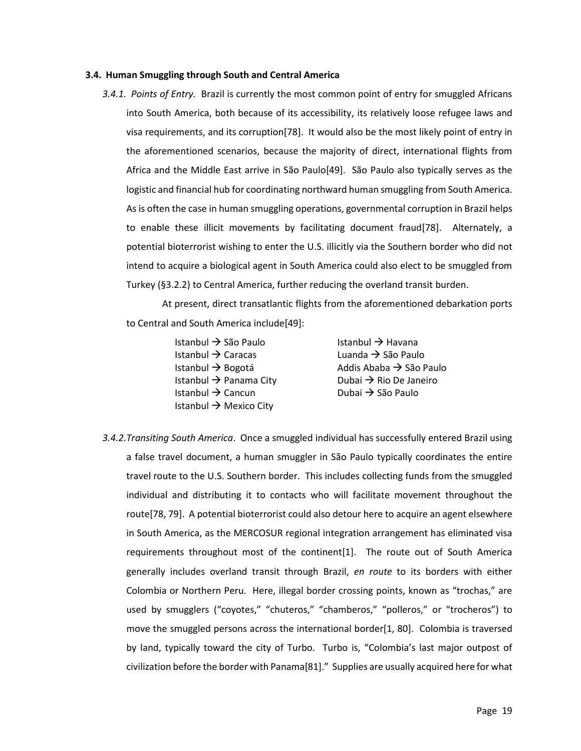### 3.4. Human Smuggling through South and Central America

*3.4.1. Points of Entry.* Brazil is currently the most common point of entry for smuggled Africans into South America, both because of its accessibility, its relatively loose refugee laws and visa requirements, and its corruption[78]. It would also be the most likely point of entry in the aforementioned scenarios, because the majority of direct, international flights from Africa and the Middle East arrive in São Paulo[49]. São Paulo also typically serves as the logistic and financial hub for coordinating northward human smuggling from South America. As is often the case in human smuggling operations, governmental corruption in Brazil helps to enable these illicit movements by facilitating document fraud[78]. Alternately, a potential bioterrorist wishing to enter the U.S. illicitly via the Southern border who did not intend to acquire a biological agent in South America could also elect to be smuggled from Turkey (§3.2.2) to Central America, further reducing the overland transit burden.

At present, direct transatlantic flights from the aforementioned debarkation ports to Central and South America include[49]:

- Istanbul → São Paulo
- Istanbul → Caracas
- Istanbul → Bogotá
- Istanbul → Panama City
- Istanbul → Cancun
- Istanbul → Mexico City
- Istanbul → Havana
- Luanda → São Paulo
- Addis Ababa → São Paulo
- Dubai → Rio De Janeiro
- Dubai → São Paulo

*3.4.2. Transiting South America*. Once a smuggled individual has successfully entered Brazil using a false travel document, a human smuggler in São Paulo typically coordinates the entire travel route to the U.S. Southern border. This includes collecting funds from the smuggled individual and distributing it to contacts who will facilitate movement throughout the route[78, 79]. A potential bioterrorist could also detour here to acquire an agent elsewhere in South America, as the MERCOSUR regional integration arrangement has eliminated visa requirements throughout most of the continent[1]. The route out of South America generally includes overland transit through Brazil, *en route* to its borders with either Colombia or Northern Peru. Here, illegal border crossing points, known as "trochas," are used by smugglers ("coyotes," "chuteros," "chamberos," "polleros," or "trocheros") to move the smuggled persons across the international border[1, 80]. Colombia is traversed by land, typically toward the city of Turbo. Turbo is, "Colombia's last major outpost of civilization before the border with Panama[81]." Supplies are usually acquired here for what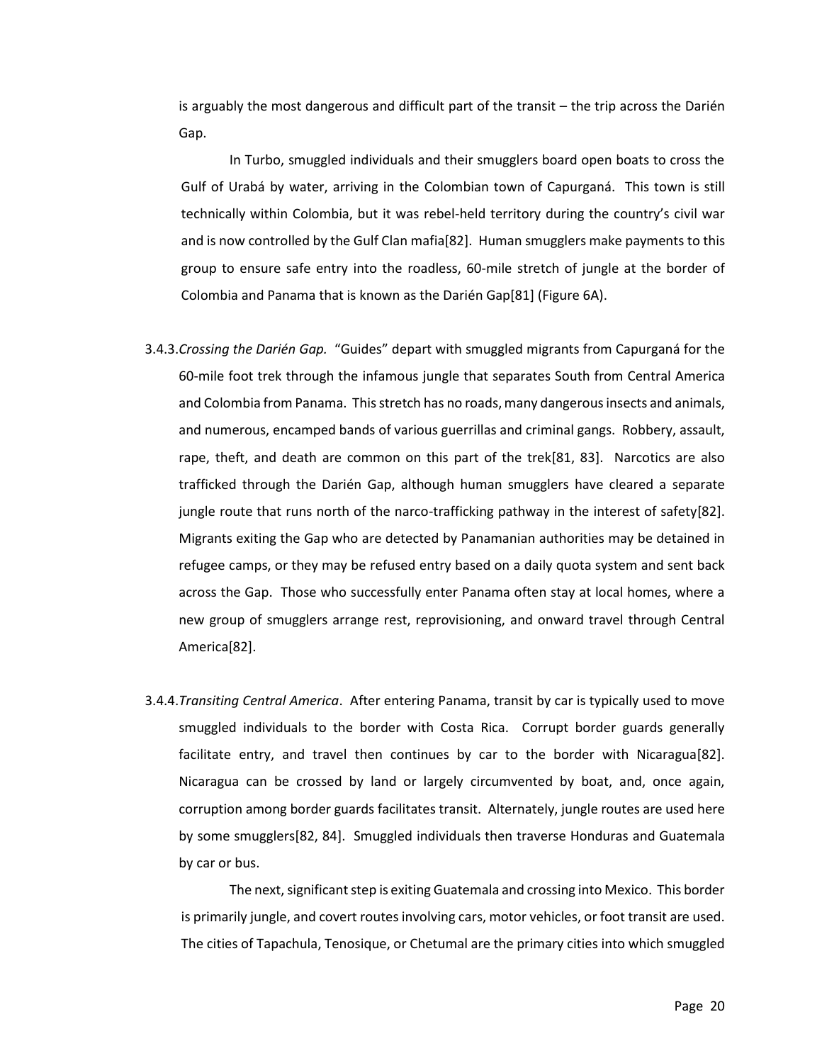is arguably the most dangerous and difficult part of the transit – the trip across the Darién Gap.

In Turbo, smuggled individuals and their smugglers board open boats to cross the Gulf of Urabá by water, arriving in the Colombian town of Capurganá. This town is still technically within Colombia, but it was rebel-held territory during the country's civil war and is now controlled by the Gulf Clan mafia[82]. Human smugglers make payments to this group to ensure safe entry into the roadless, 60-mile stretch of jungle at the border of Colombia and Panama that is known as the Darién Gap[81] (Figure 6A).

3.4.3. *Crossing the Darién Gap.* "Guides" depart with smuggled migrants from Capurganá for the 60-mile foot trek through the infamous jungle that separates South from Central America and Colombia from Panama. This stretch has no roads, many dangerous insects and animals, and numerous, encamped bands of various guerrillas and criminal gangs. Robbery, assault, rape, theft, and death are common on this part of the trek[81, 83]. Narcotics are also trafficked through the Darién Gap, although human smugglers have cleared a separate jungle route that runs north of the narco-trafficking pathway in the interest of safety[82]. Migrants exiting the Gap who are detected by Panamanian authorities may be detained in refugee camps, or they may be refused entry based on a daily quota system and sent back across the Gap. Those who successfully enter Panama often stay at local homes, where a new group of smugglers arrange rest, reprovisioning, and onward travel through Central America[82].

3.4.4. *Transiting Central America*. After entering Panama, transit by car is typically used to move smuggled individuals to the border with Costa Rica. Corrupt border guards generally facilitate entry, and travel then continues by car to the border with Nicaragua[82]. Nicaragua can be crossed by land or largely circumvented by boat, and, once again, corruption among border guards facilitates transit. Alternately, jungle routes are used here by some smugglers[82, 84]. Smuggled individuals then traverse Honduras and Guatemala by car or bus.

The next, significant step is exiting Guatemala and crossing into Mexico. This border is primarily jungle, and covert routes involving cars, motor vehicles, or foot transit are used. The cities of Tapachula, Tenosique, or Chetumal are the primary cities into which smuggled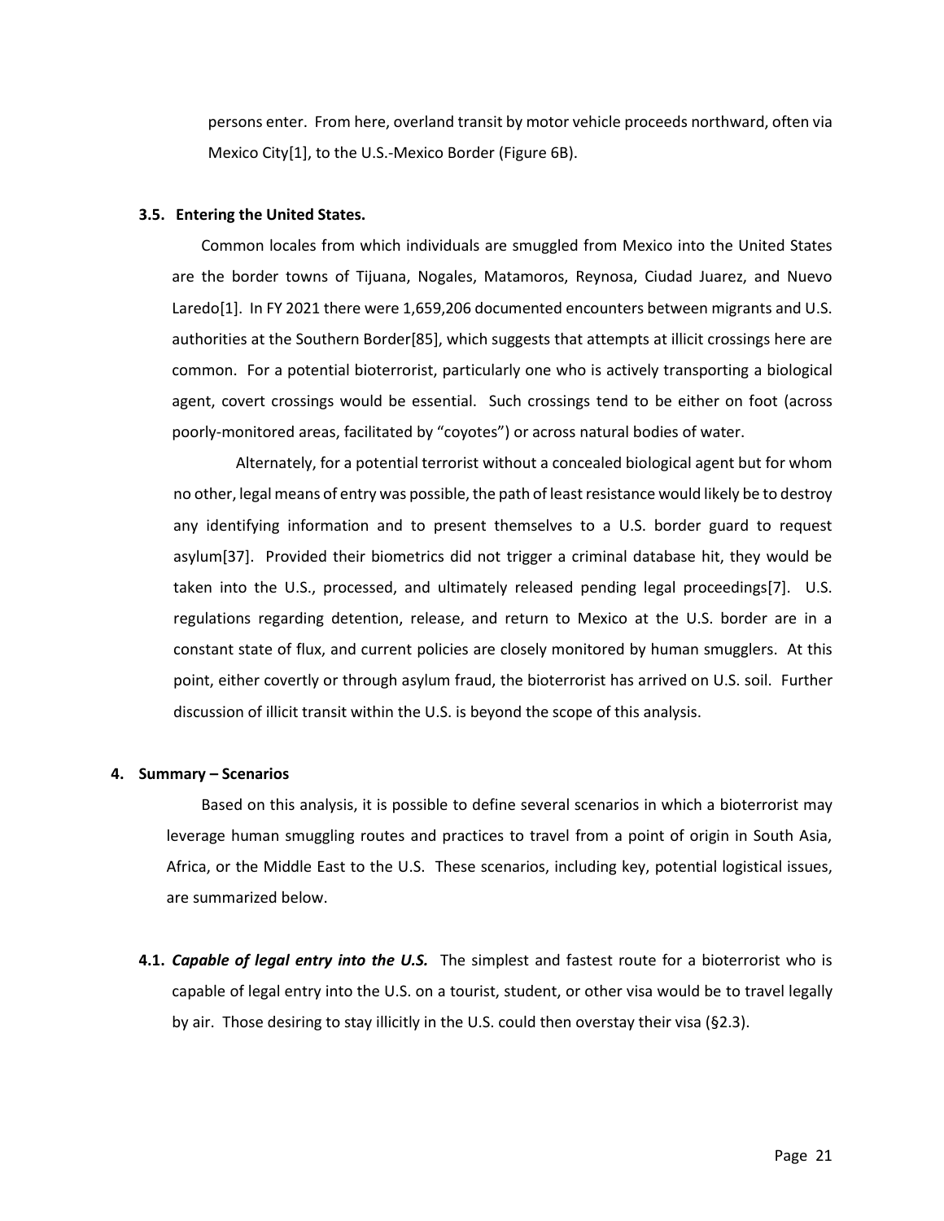persons enter. From here, overland transit by motor vehicle proceeds northward, often via Mexico City[1], to the U.S.-Mexico Border (Figure 6B).

### 3.5. Entering the United States.

Common locales from which individuals are smuggled from Mexico into the United States are the border towns of Tijuana, Nogales, Matamoros, Reynosa, Ciudad Juarez, and Nuevo Laredo[1]. In FY 2021 there were 1,659,206 documented encounters between migrants and U.S. authorities at the Southern Border[85], which suggests that attempts at illicit crossings here are common. For a potential bioterrorist, particularly one who is actively transporting a biological agent, covert crossings would be essential. Such crossings tend to be either on foot (across poorly-monitored areas, facilitated by "coyotes") or across natural bodies of water.

Alternately, for a potential terrorist without a concealed biological agent but for whom no other, legal means of entry was possible, the path of least resistance would likely be to destroy any identifying information and to present themselves to a U.S. border guard to request asylum[37]. Provided their biometrics did not trigger a criminal database hit, they would be taken into the U.S., processed, and ultimately released pending legal proceedings[7]. U.S. regulations regarding detention, release, and return to Mexico at the U.S. border are in a constant state of flux, and current policies are closely monitored by human smugglers. At this point, either covertly or through asylum fraud, the bioterrorist has arrived on U.S. soil. Further discussion of illicit transit within the U.S. is beyond the scope of this analysis.

## 4. Summary – Scenarios

Based on this analysis, it is possible to define several scenarios in which a bioterrorist may leverage human smuggling routes and practices to travel from a point of origin in South Asia, Africa, or the Middle East to the U.S. These scenarios, including key, potential logistical issues, are summarized below.

**4.1.** ***Capable of legal entry into the U.S.*** The simplest and fastest route for a bioterrorist who is capable of legal entry into the U.S. on a tourist, student, or other visa would be to travel legally by air. Those desiring to stay illicitly in the U.S. could then overstay their visa (§2.3).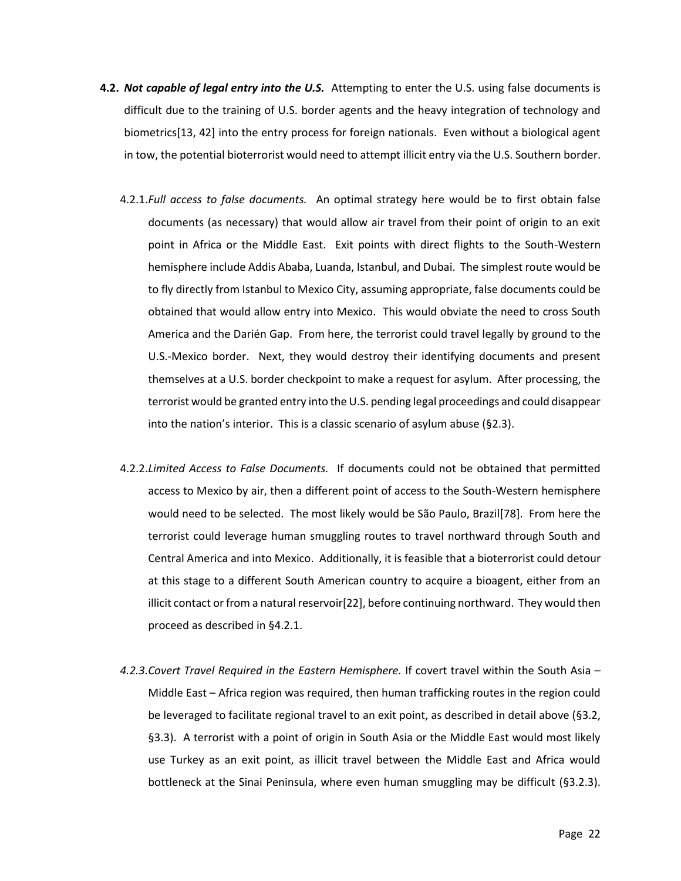**4.2.** ***Not capable of legal entry into the U.S.*** Attempting to enter the U.S. using false documents is difficult due to the training of U.S. border agents and the heavy integration of technology and biometrics[13, 42] into the entry process for foreign nationals. Even without a biological agent in tow, the potential bioterrorist would need to attempt illicit entry via the U.S. Southern border.

4.2.1. *Full access to false documents.* An optimal strategy here would be to first obtain false documents (as necessary) that would allow air travel from their point of origin to an exit point in Africa or the Middle East. Exit points with direct flights to the South-Western hemisphere include Addis Ababa, Luanda, Istanbul, and Dubai. The simplest route would be to fly directly from Istanbul to Mexico City, assuming appropriate, false documents could be obtained that would allow entry into Mexico. This would obviate the need to cross South America and the Darién Gap. From here, the terrorist could travel legally by ground to the U.S.-Mexico border. Next, they would destroy their identifying documents and present themselves at a U.S. border checkpoint to make a request for asylum. After processing, the terrorist would be granted entry into the U.S. pending legal proceedings and could disappear into the nation's interior. This is a classic scenario of asylum abuse (§2.3).

4.2.2. *Limited Access to False Documents.* If documents could not be obtained that permitted access to Mexico by air, then a different point of access to the South-Western hemisphere would need to be selected. The most likely would be São Paulo, Brazil[78]. From here the terrorist could leverage human smuggling routes to travel northward through South and Central America and into Mexico. Additionally, it is feasible that a bioterrorist could detour at this stage to a different South American country to acquire a bioagent, either from an illicit contact or from a natural reservoir[22], before continuing northward. They would then proceed as described in §4.2.1.

*4.2.3. Covert Travel Required in the Eastern Hemisphere.* If covert travel within the South Asia – Middle East – Africa region was required, then human trafficking routes in the region could be leveraged to facilitate regional travel to an exit point, as described in detail above (§3.2, §3.3). A terrorist with a point of origin in South Asia or the Middle East would most likely use Turkey as an exit point, as illicit travel between the Middle East and Africa would bottleneck at the Sinai Peninsula, where even human smuggling may be difficult (§3.2.3).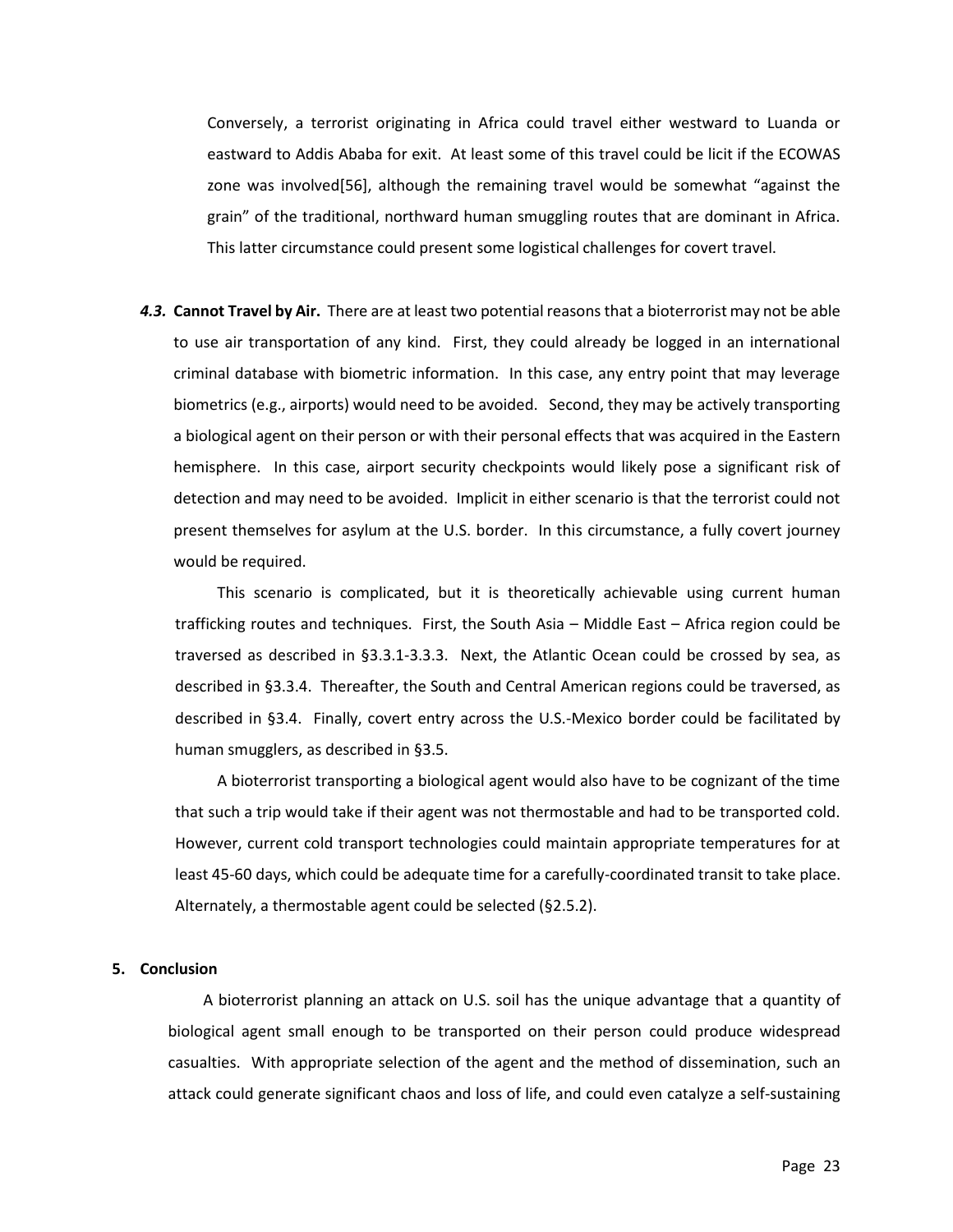Conversely, a terrorist originating in Africa could travel either westward to Luanda or eastward to Addis Ababa for exit. At least some of this travel could be licit if the ECOWAS zone was involved[56], although the remaining travel would be somewhat "against the grain" of the traditional, northward human smuggling routes that are dominant in Africa. This latter circumstance could present some logistical challenges for covert travel.

***4.3.*** **Cannot Travel by Air.** There are at least two potential reasons that a bioterrorist may not be able to use air transportation of any kind. First, they could already be logged in an international criminal database with biometric information. In this case, any entry point that may leverage biometrics (e.g., airports) would need to be avoided. Second, they may be actively transporting a biological agent on their person or with their personal effects that was acquired in the Eastern hemisphere. In this case, airport security checkpoints would likely pose a significant risk of detection and may need to be avoided. Implicit in either scenario is that the terrorist could not present themselves for asylum at the U.S. border. In this circumstance, a fully covert journey would be required.

This scenario is complicated, but it is theoretically achievable using current human trafficking routes and techniques. First, the South Asia – Middle East – Africa region could be traversed as described in §3.3.1-3.3.3. Next, the Atlantic Ocean could be crossed by sea, as described in §3.3.4. Thereafter, the South and Central American regions could be traversed, as described in §3.4. Finally, covert entry across the U.S.-Mexico border could be facilitated by human smugglers, as described in §3.5.

A bioterrorist transporting a biological agent would also have to be cognizant of the time that such a trip would take if their agent was not thermostable and had to be transported cold. However, current cold transport technologies could maintain appropriate temperatures for at least 45-60 days, which could be adequate time for a carefully-coordinated transit to take place. Alternately, a thermostable agent could be selected (§2.5.2).

## 5. Conclusion

A bioterrorist planning an attack on U.S. soil has the unique advantage that a quantity of biological agent small enough to be transported on their person could produce widespread casualties. With appropriate selection of the agent and the method of dissemination, such an attack could generate significant chaos and loss of life, and could even catalyze a self-sustaining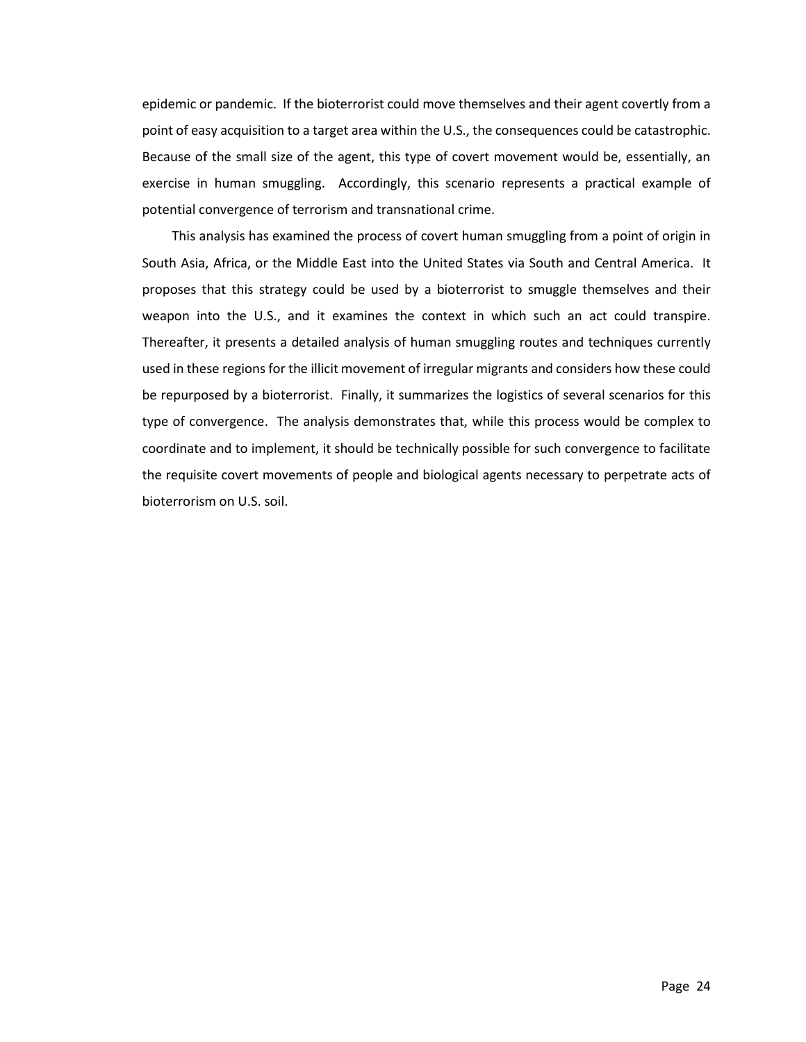epidemic or pandemic. If the bioterrorist could move themselves and their agent covertly from a point of easy acquisition to a target area within the U.S., the consequences could be catastrophic. Because of the small size of the agent, this type of covert movement would be, essentially, an exercise in human smuggling. Accordingly, this scenario represents a practical example of potential convergence of terrorism and transnational crime.

This analysis has examined the process of covert human smuggling from a point of origin in South Asia, Africa, or the Middle East into the United States via South and Central America. It proposes that this strategy could be used by a bioterrorist to smuggle themselves and their weapon into the U.S., and it examines the context in which such an act could transpire. Thereafter, it presents a detailed analysis of human smuggling routes and techniques currently used in these regions for the illicit movement of irregular migrants and considers how these could be repurposed by a bioterrorist. Finally, it summarizes the logistics of several scenarios for this type of convergence. The analysis demonstrates that, while this process would be complex to coordinate and to implement, it should be technically possible for such convergence to facilitate the requisite covert movements of people and biological agents necessary to perpetrate acts of bioterrorism on U.S. soil.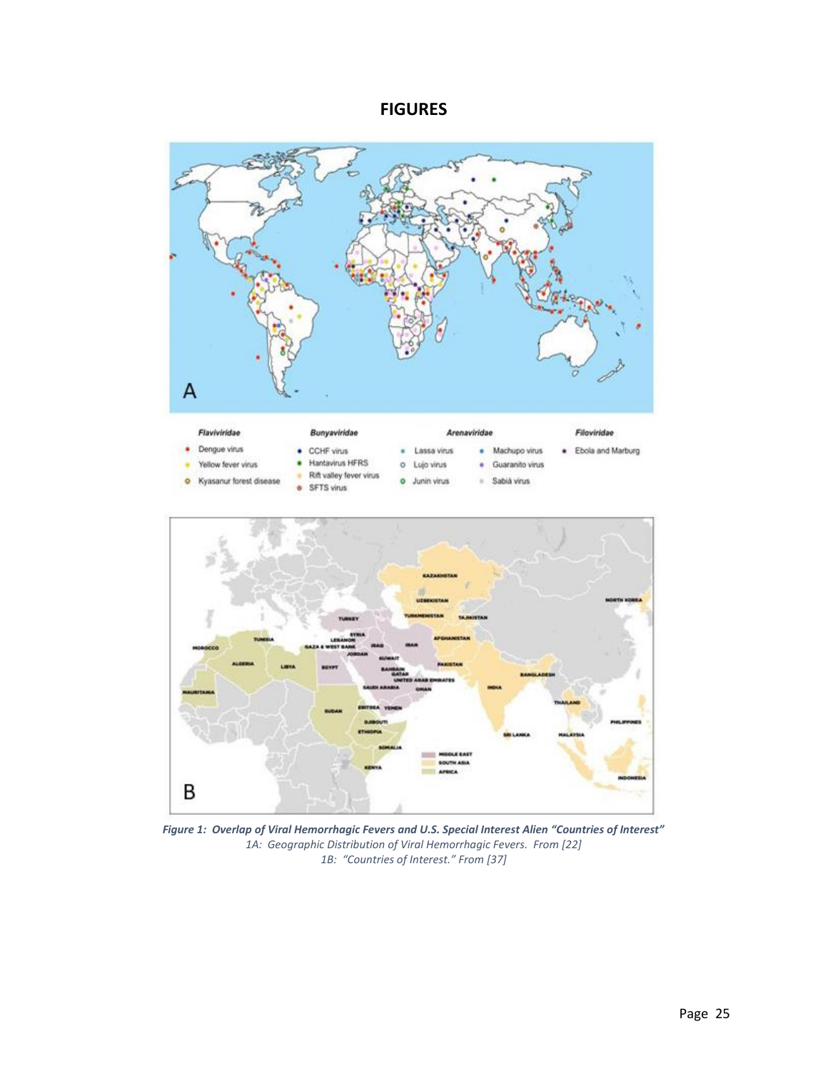# FIGURES

*Figure 1: Overlap of Viral Hemorrhagic Fevers and U.S. Special Interest Alien "Countries of Interest"*
*1A: Geographic Distribution of Viral Hemorrhagic Fevers. From [22]*
*1B: "Countries of Interest." From [37]*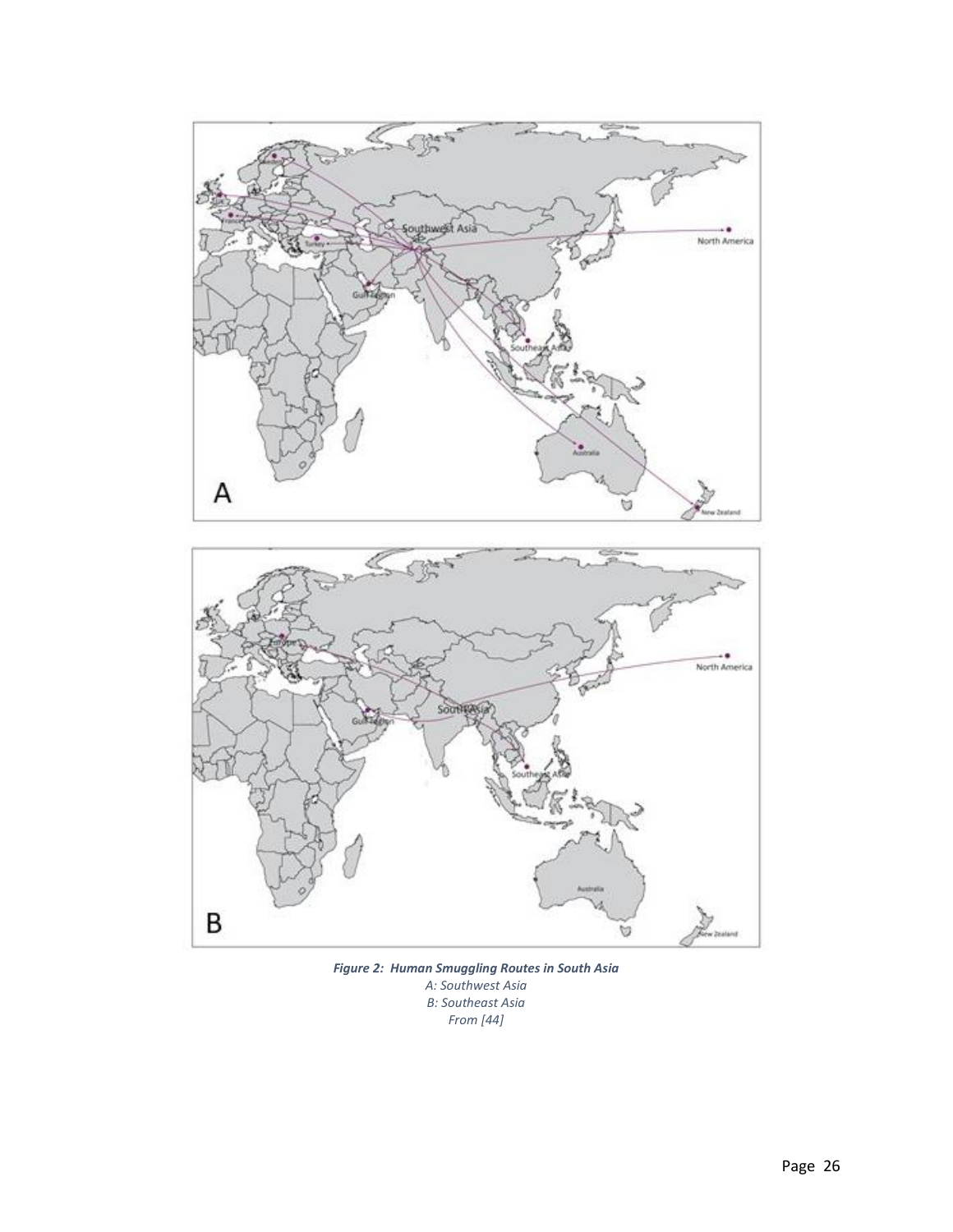*Figure 2: Human Smuggling Routes in South Asia*

*A: Southwest Asia*

*B: Southeast Asia*

*From [44]*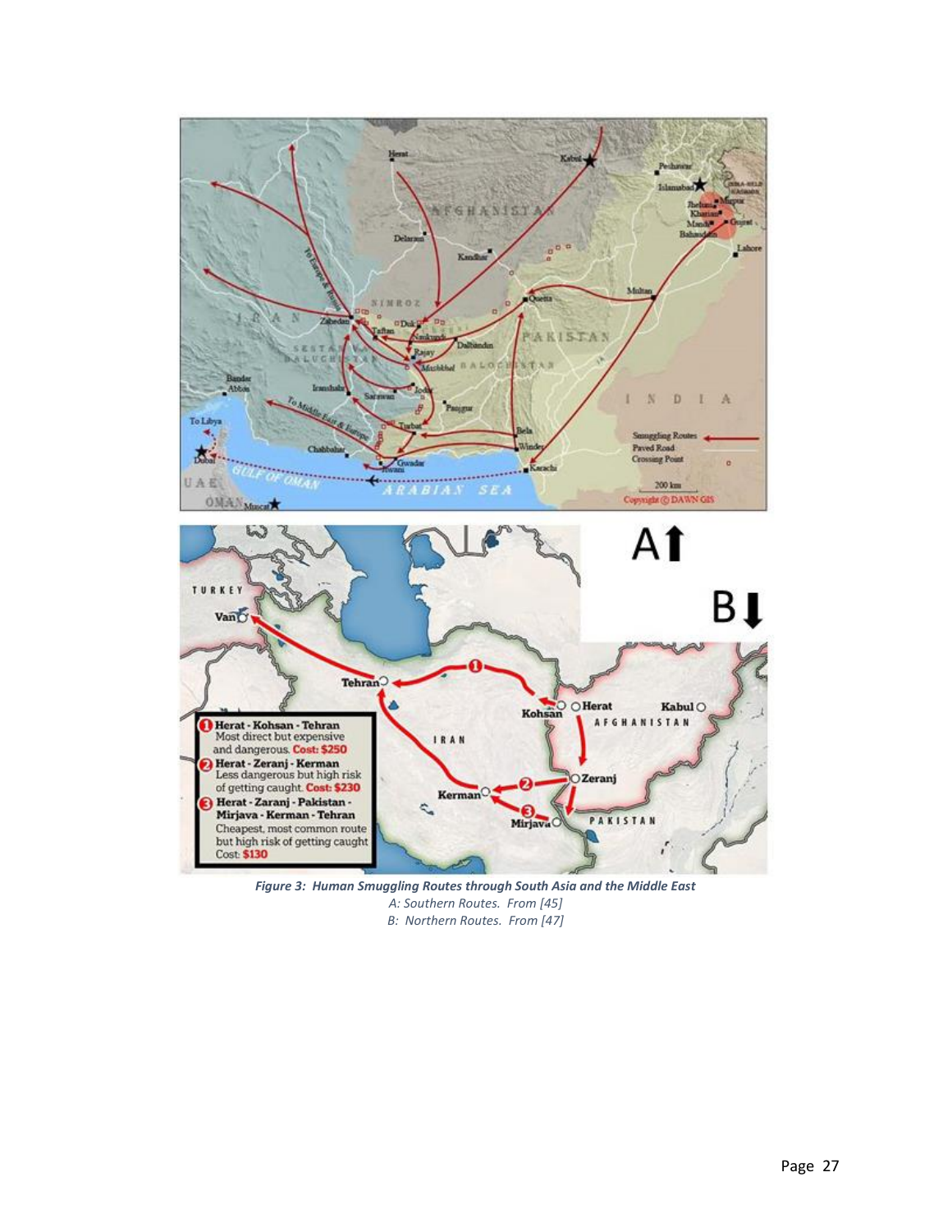*Figure 3: Human Smuggling Routes through South Asia and the Middle East*

*A: Southern Routes. From [45]*

*B: Northern Routes. From [47]*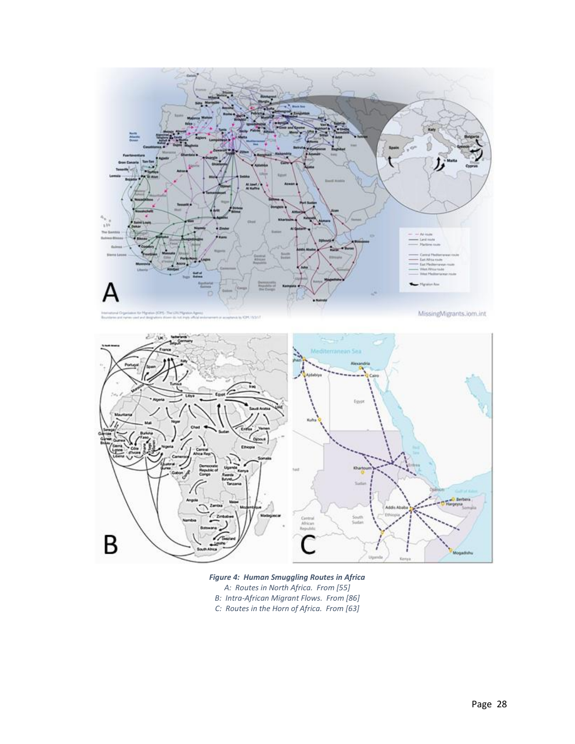***Figure 4: Human Smuggling Routes in Africa***

*A: Routes in North Africa. From [55]*

*B: Intra-African Migrant Flows. From [86]*

*C: Routes in the Horn of Africa. From [63]*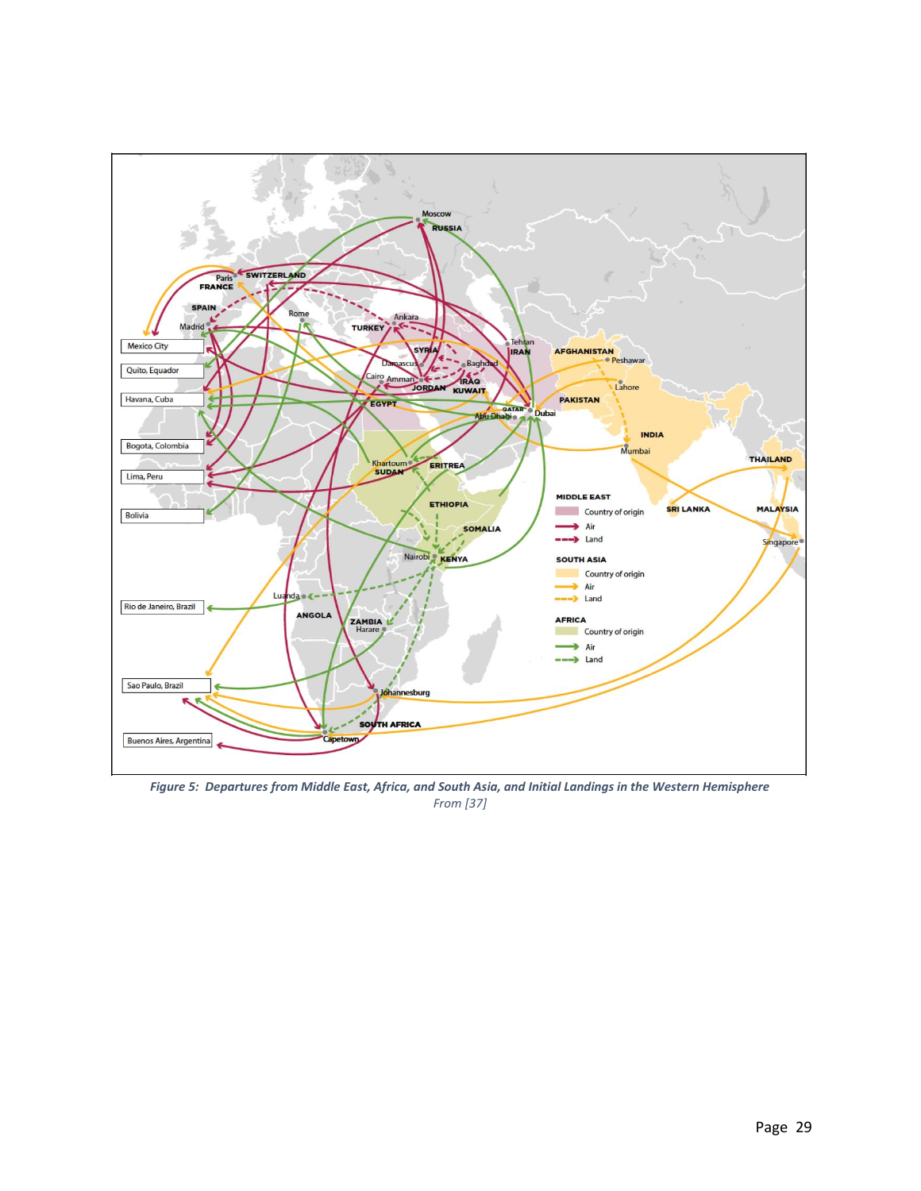*Figure 5: Departures from Middle East, Africa, and South Asia, and Initial Landings in the Western Hemisphere*
*From [37]*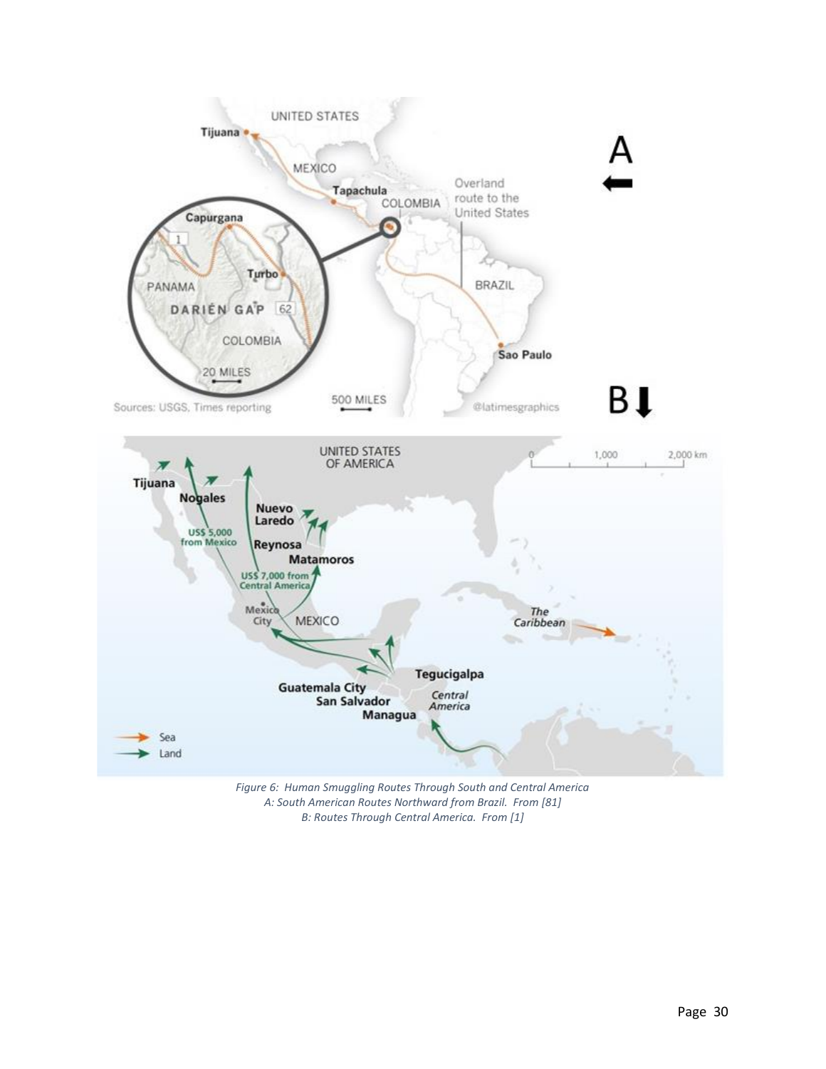*Figure 6: Human Smuggling Routes Through South and Central America*
*A: South American Routes Northward from Brazil. From [81]*
*B: Routes Through Central America. From [1]*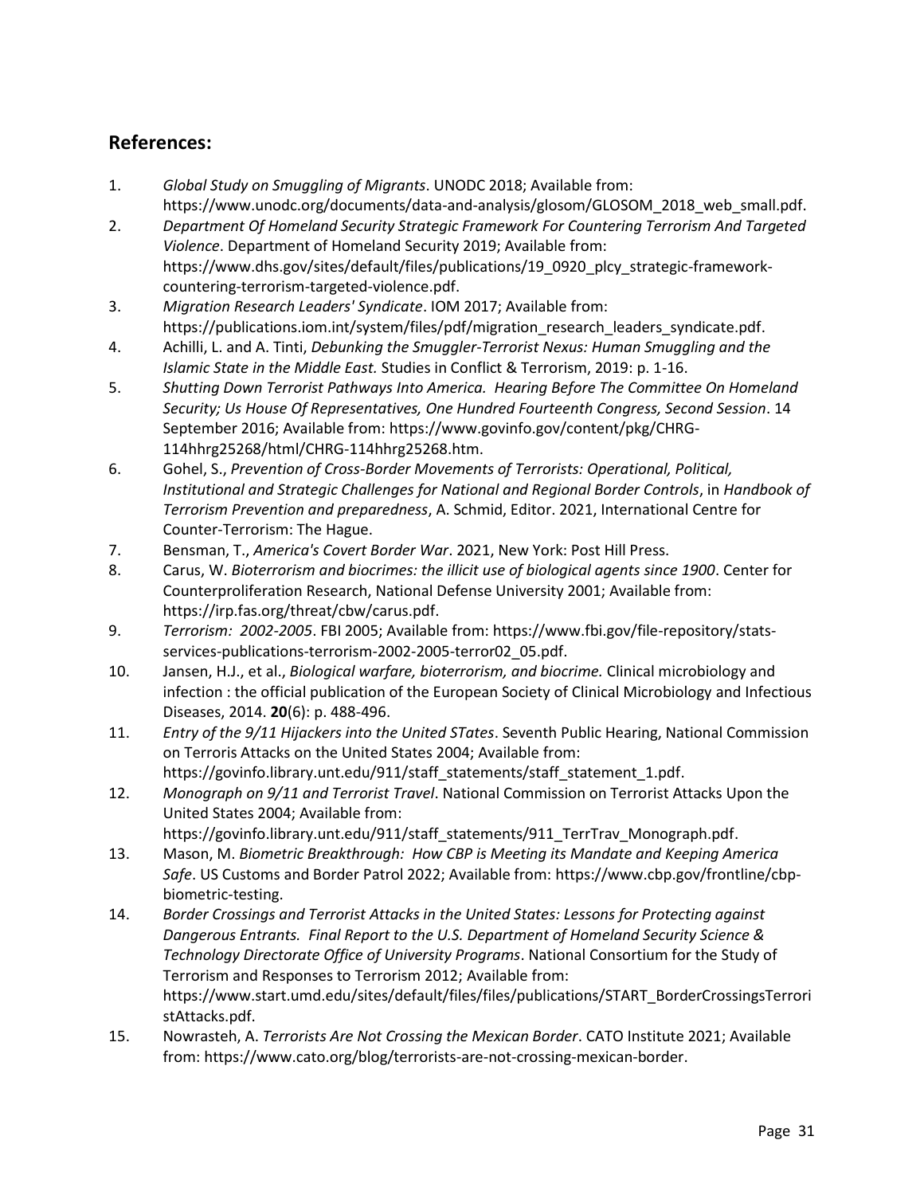## References:

1. *Global Study on Smuggling of Migrants*. UNODC 2018; Available from: https://www.unodc.org/documents/data-and-analysis/glosom/GLOSOM_2018_web_small.pdf.
2. *Department Of Homeland Security Strategic Framework For Countering Terrorism And Targeted Violence*. Department of Homeland Security 2019; Available from: https://www.dhs.gov/sites/default/files/publications/19_0920_plcy_strategic-framework-countering-terrorism-targeted-violence.pdf.
3. *Migration Research Leaders' Syndicate*. IOM 2017; Available from: https://publications.iom.int/system/files/pdf/migration_research_leaders_syndicate.pdf.
4. Achilli, L. and A. Tinti, *Debunking the Smuggler-Terrorist Nexus: Human Smuggling and the Islamic State in the Middle East.* Studies in Conflict & Terrorism, 2019: p. 1-16.
5. *Shutting Down Terrorist Pathways Into America. Hearing Before The Committee On Homeland Security; Us House Of Representatives, One Hundred Fourteenth Congress, Second Session*. 14 September 2016; Available from: https://www.govinfo.gov/content/pkg/CHRG-114hhrg25268/html/CHRG-114hhrg25268.htm.
6. Gohel, S., *Prevention of Cross-Border Movements of Terrorists: Operational, Political, Institutional and Strategic Challenges for National and Regional Border Controls*, in *Handbook of Terrorism Prevention and preparedness*, A. Schmid, Editor. 2021, International Centre for Counter-Terrorism: The Hague.
7. Bensman, T., *America's Covert Border War*. 2021, New York: Post Hill Press.
8. Carus, W. *Bioterrorism and biocrimes: the illicit use of biological agents since 1900*. Center for Counterproliferation Research, National Defense University 2001; Available from: https://irp.fas.org/threat/cbw/carus.pdf.
9. *Terrorism: 2002-2005*. FBI 2005; Available from: https://www.fbi.gov/file-repository/stats-services-publications-terrorism-2002-2005-terror02_05.pdf.
10. Jansen, H.J., et al., *Biological warfare, bioterrorism, and biocrime.* Clinical microbiology and infection : the official publication of the European Society of Clinical Microbiology and Infectious Diseases, 2014. **20**(6): p. 488-496.
11. *Entry of the 9/11 Hijackers into the United STates*. Seventh Public Hearing, National Commission on Terroris Attacks on the United States 2004; Available from: https://govinfo.library.unt.edu/911/staff_statements/staff_statement_1.pdf.
12. *Monograph on 9/11 and Terrorist Travel*. National Commission on Terrorist Attacks Upon the United States 2004; Available from: https://govinfo.library.unt.edu/911/staff_statements/911_TerrTrav_Monograph.pdf.
13. Mason, M. *Biometric Breakthrough: How CBP is Meeting its Mandate and Keeping America Safe*. US Customs and Border Patrol 2022; Available from: https://www.cbp.gov/frontline/cbp-biometric-testing.
14. *Border Crossings and Terrorist Attacks in the United States: Lessons for Protecting against Dangerous Entrants. Final Report to the U.S. Department of Homeland Security Science & Technology Directorate Office of University Programs*. National Consortium for the Study of Terrorism and Responses to Terrorism 2012; Available from: https://www.start.umd.edu/sites/default/files/files/publications/START_BorderCrossingsTerroristAttacks.pdf.
15. Nowrasteh, A. *Terrorists Are Not Crossing the Mexican Border*. CATO Institute 2021; Available from: https://www.cato.org/blog/terrorists-are-not-crossing-mexican-border.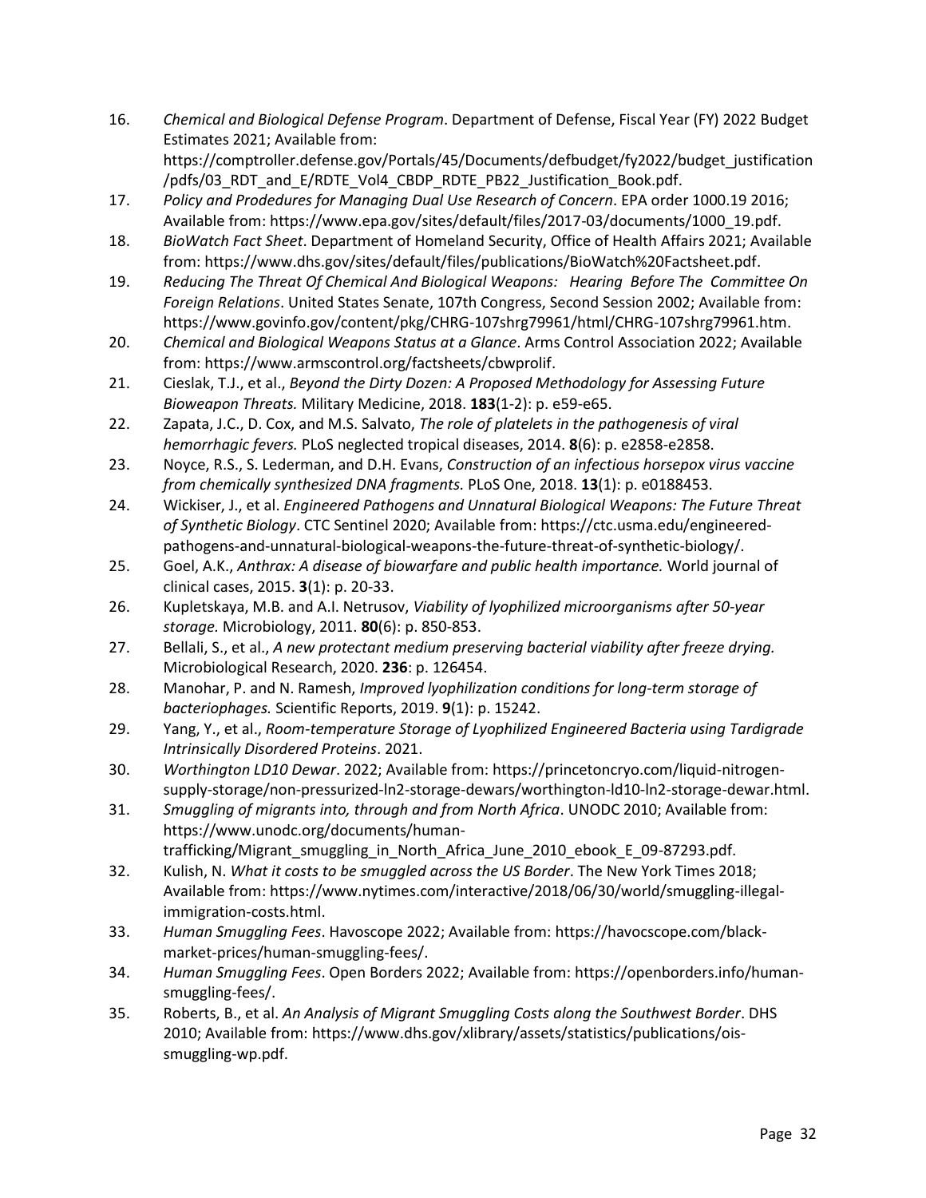16. *Chemical and Biological Defense Program*. Department of Defense, Fiscal Year (FY) 2022 Budget Estimates 2021; Available from: https://comptroller.defense.gov/Portals/45/Documents/defbudget/fy2022/budget_justification/pdfs/03_RDT_and_E/RDTE_Vol4_CBDP_RDTE_PB22_Justification_Book.pdf.
17. *Policy and Prodedures for Managing Dual Use Research of Concern*. EPA order 1000.19 2016; Available from: https://www.epa.gov/sites/default/files/2017-03/documents/1000_19.pdf.
18. *BioWatch Fact Sheet*. Department of Homeland Security, Office of Health Affairs 2021; Available from: https://www.dhs.gov/sites/default/files/publications/BioWatch%20Factsheet.pdf.
19. *Reducing The Threat Of Chemical And Biological Weapons: Hearing Before The Committee On Foreign Relations*. United States Senate, 107th Congress, Second Session 2002; Available from: https://www.govinfo.gov/content/pkg/CHRG-107shrg79961/html/CHRG-107shrg79961.htm.
20. *Chemical and Biological Weapons Status at a Glance*. Arms Control Association 2022; Available from: https://www.armscontrol.org/factsheets/cbwprolif.
21. Cieslak, T.J., et al., *Beyond the Dirty Dozen: A Proposed Methodology for Assessing Future Bioweapon Threats.* Military Medicine, 2018. **183**(1-2): p. e59-e65.
22. Zapata, J.C., D. Cox, and M.S. Salvato, *The role of platelets in the pathogenesis of viral hemorrhagic fevers.* PLoS neglected tropical diseases, 2014. **8**(6): p. e2858-e2858.
23. Noyce, R.S., S. Lederman, and D.H. Evans, *Construction of an infectious horsepox virus vaccine from chemically synthesized DNA fragments.* PLoS One, 2018. **13**(1): p. e0188453.
24. Wickiser, J., et al. *Engineered Pathogens and Unnatural Biological Weapons: The Future Threat of Synthetic Biology*. CTC Sentinel 2020; Available from: https://ctc.usma.edu/engineered-pathogens-and-unnatural-biological-weapons-the-future-threat-of-synthetic-biology/.
25. Goel, A.K., *Anthrax: A disease of biowarfare and public health importance.* World journal of clinical cases, 2015. **3**(1): p. 20-33.
26. Kupletskaya, M.B. and A.I. Netrusov, *Viability of lyophilized microorganisms after 50-year storage.* Microbiology, 2011. **80**(6): p. 850-853.
27. Bellali, S., et al., *A new protectant medium preserving bacterial viability after freeze drying.* Microbiological Research, 2020. **236**: p. 126454.
28. Manohar, P. and N. Ramesh, *Improved lyophilization conditions for long-term storage of bacteriophages.* Scientific Reports, 2019. **9**(1): p. 15242.
29. Yang, Y., et al., *Room-temperature Storage of Lyophilized Engineered Bacteria using Tardigrade Intrinsically Disordered Proteins*. 2021.
30. *Worthington LD10 Dewar*. 2022; Available from: https://princetoncryo.com/liquid-nitrogen-supply-storage/non-pressurized-ln2-storage-dewars/worthington-ld10-ln2-storage-dewar.html.
31. *Smuggling of migrants into, through and from North Africa*. UNODC 2010; Available from: https://www.unodc.org/documents/human-trafficking/Migrant_smuggling_in_North_Africa_June_2010_ebook_E_09-87293.pdf.
32. Kulish, N. *What it costs to be smuggled across the US Border*. The New York Times 2018; Available from: https://www.nytimes.com/interactive/2018/06/30/world/smuggling-illegal-immigration-costs.html.
33. *Human Smuggling Fees*. Havoscope 2022; Available from: https://havocscope.com/black-market-prices/human-smuggling-fees/.
34. *Human Smuggling Fees*. Open Borders 2022; Available from: https://openborders.info/human-smuggling-fees/.
35. Roberts, B., et al. *An Analysis of Migrant Smuggling Costs along the Southwest Border*. DHS 2010; Available from: https://www.dhs.gov/xlibrary/assets/statistics/publications/ois-smuggling-wp.pdf.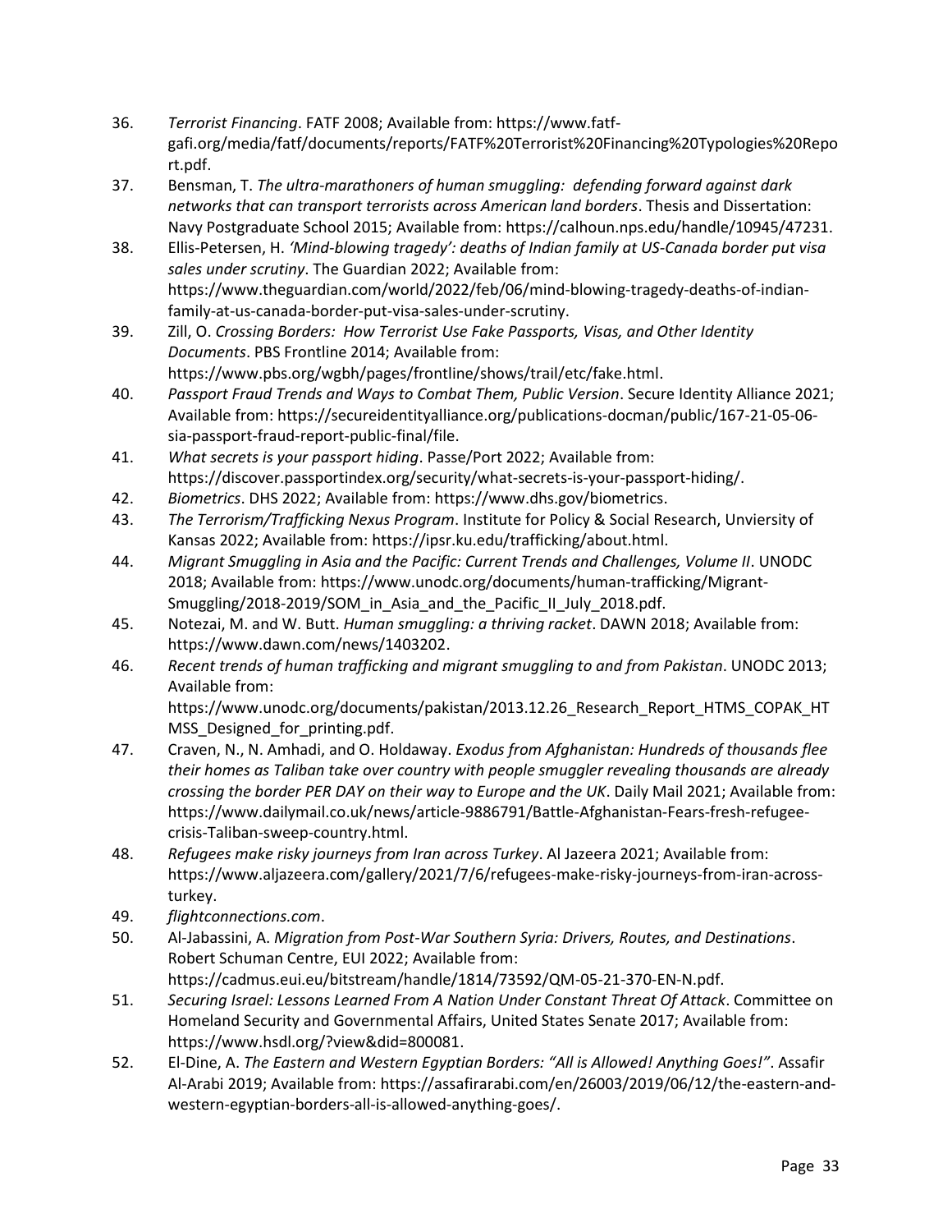36. *Terrorist Financing*. FATF 2008; Available from: https://www.fatf-gafi.org/media/fatf/documents/reports/FATF%20Terrorist%20Financing%20Typologies%20Report.pdf.
37. Bensman, T. *The ultra-marathoners of human smuggling: defending forward against dark networks that can transport terrorists across American land borders*. Thesis and Dissertation: Navy Postgraduate School 2015; Available from: https://calhoun.nps.edu/handle/10945/47231.
38. Ellis-Petersen, H. *'Mind-blowing tragedy': deaths of Indian family at US-Canada border put visa sales under scrutiny*. The Guardian 2022; Available from: https://www.theguardian.com/world/2022/feb/06/mind-blowing-tragedy-deaths-of-indian-family-at-us-canada-border-put-visa-sales-under-scrutiny.
39. Zill, O. *Crossing Borders: How Terrorist Use Fake Passports, Visas, and Other Identity Documents*. PBS Frontline 2014; Available from: https://www.pbs.org/wgbh/pages/frontline/shows/trail/etc/fake.html.
40. *Passport Fraud Trends and Ways to Combat Them, Public Version*. Secure Identity Alliance 2021; Available from: https://secureidentityalliance.org/publications-docman/public/167-21-05-06-sia-passport-fraud-report-public-final/file.
41. *What secrets is your passport hiding*. Passe/Port 2022; Available from: https://discover.passportindex.org/security/what-secrets-is-your-passport-hiding/.
42. *Biometrics*. DHS 2022; Available from: https://www.dhs.gov/biometrics.
43. *The Terrorism/Trafficking Nexus Program*. Institute for Policy & Social Research, Unviersity of Kansas 2022; Available from: https://ipsr.ku.edu/trafficking/about.html.
44. *Migrant Smuggling in Asia and the Pacific: Current Trends and Challenges, Volume II*. UNODC 2018; Available from: https://www.unodc.org/documents/human-trafficking/Migrant-Smuggling/2018-2019/SOM_in_Asia_and_the_Pacific_II_July_2018.pdf.
45. Notezai, M. and W. Butt. *Human smuggling: a thriving racket*. DAWN 2018; Available from: https://www.dawn.com/news/1403202.
46. *Recent trends of human trafficking and migrant smuggling to and from Pakistan*. UNODC 2013; Available from: https://www.unodc.org/documents/pakistan/2013.12.26_Research_Report_HTMS_COPAK_HTMSS_Designed_for_printing.pdf.
47. Craven, N., N. Amhadi, and O. Holdaway. *Exodus from Afghanistan: Hundreds of thousands flee their homes as Taliban take over country with people smuggler revealing thousands are already crossing the border PER DAY on their way to Europe and the UK*. Daily Mail 2021; Available from: https://www.dailymail.co.uk/news/article-9886791/Battle-Afghanistan-Fears-fresh-refugee-crisis-Taliban-sweep-country.html.
48. *Refugees make risky journeys from Iran across Turkey*. Al Jazeera 2021; Available from: https://www.aljazeera.com/gallery/2021/7/6/refugees-make-risky-journeys-from-iran-across-turkey.
49. *flightconnections.com*.
50. Al-Jabassini, A. *Migration from Post-War Southern Syria: Drivers, Routes, and Destinations*. Robert Schuman Centre, EUI 2022; Available from: https://cadmus.eui.eu/bitstream/handle/1814/73592/QM-05-21-370-EN-N.pdf.
51. *Securing Israel: Lessons Learned From A Nation Under Constant Threat Of Attack*. Committee on Homeland Security and Governmental Affairs, United States Senate 2017; Available from: https://www.hsdl.org/?view&did=800081.
52. El-Dine, A. *The Eastern and Western Egyptian Borders: "All is Allowed! Anything Goes!"*. Assafir Al-Arabi 2019; Available from: https://assafirarabi.com/en/26003/2019/06/12/the-eastern-and-western-egyptian-borders-all-is-allowed-anything-goes/.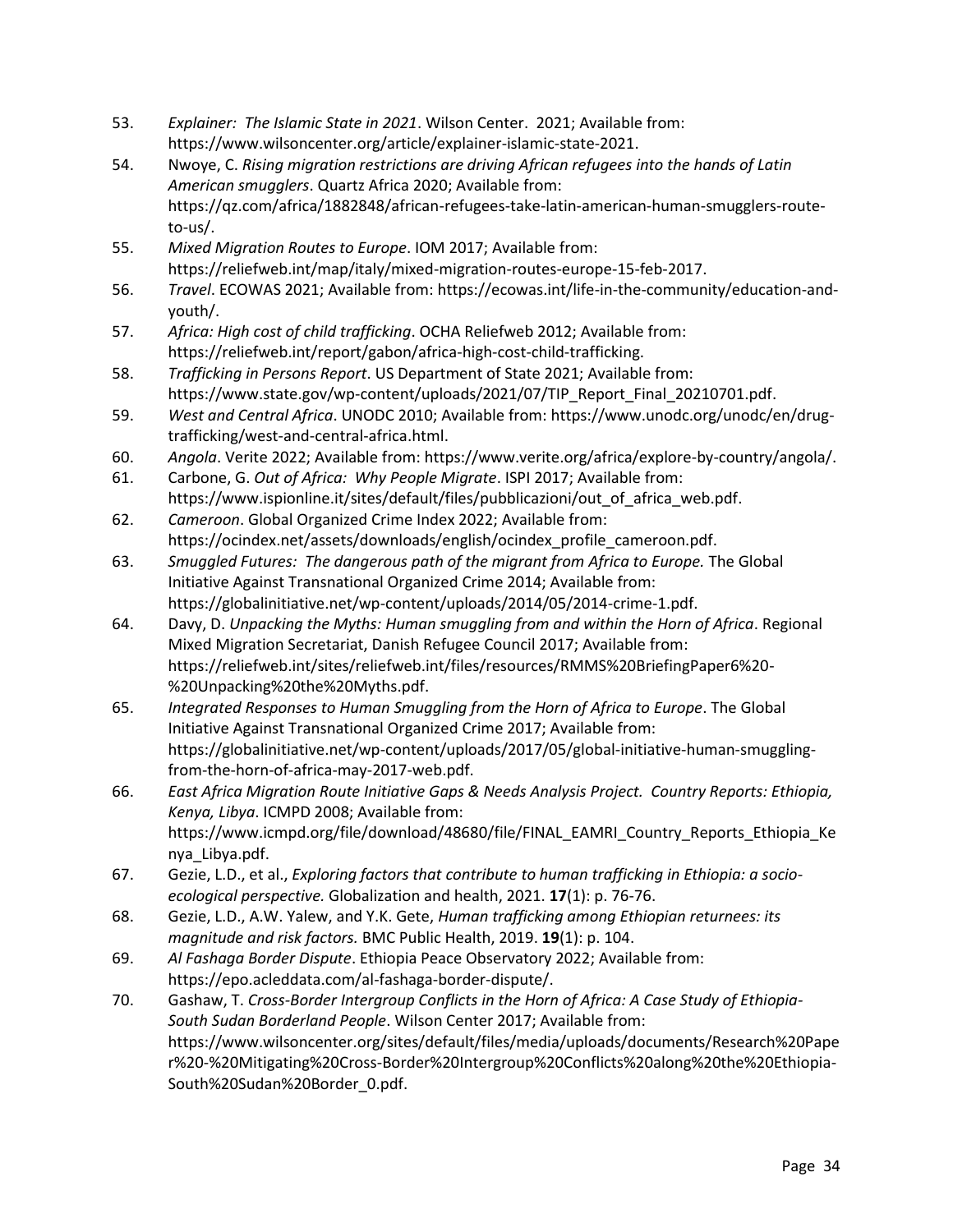53. *Explainer: The Islamic State in 2021*. Wilson Center. 2021; Available from: https://www.wilsoncenter.org/article/explainer-islamic-state-2021.
54. Nwoye, C. *Rising migration restrictions are driving African refugees into the hands of Latin American smugglers*. Quartz Africa 2020; Available from: https://qz.com/africa/1882848/african-refugees-take-latin-american-human-smugglers-route-to-us/.
55. *Mixed Migration Routes to Europe*. IOM 2017; Available from: https://reliefweb.int/map/italy/mixed-migration-routes-europe-15-feb-2017.
56. *Travel*. ECOWAS 2021; Available from: https://ecowas.int/life-in-the-community/education-and-youth/.
57. *Africa: High cost of child trafficking*. OCHA Reliefweb 2012; Available from: https://reliefweb.int/report/gabon/africa-high-cost-child-trafficking.
58. *Trafficking in Persons Report*. US Department of State 2021; Available from: https://www.state.gov/wp-content/uploads/2021/07/TIP_Report_Final_20210701.pdf.
59. *West and Central Africa*. UNODC 2010; Available from: https://www.unodc.org/unodc/en/drug-trafficking/west-and-central-africa.html.
60. *Angola*. Verite 2022; Available from: https://www.verite.org/africa/explore-by-country/angola/.
61. Carbone, G. *Out of Africa: Why People Migrate*. ISPI 2017; Available from: https://www.ispionline.it/sites/default/files/pubblicazioni/out_of_africa_web.pdf.
62. *Cameroon*. Global Organized Crime Index 2022; Available from: https://ocindex.net/assets/downloads/english/ocindex_profile_cameroon.pdf.
63. *Smuggled Futures: The dangerous path of the migrant from Africa to Europe.* The Global Initiative Against Transnational Organized Crime 2014; Available from: https://globalinitiative.net/wp-content/uploads/2014/05/2014-crime-1.pdf.
64. Davy, D. *Unpacking the Myths: Human smuggling from and within the Horn of Africa*. Regional Mixed Migration Secretariat, Danish Refugee Council 2017; Available from: https://reliefweb.int/sites/reliefweb.int/files/resources/RMMS%20BriefingPaper6%20-%20Unpacking%20the%20Myths.pdf.
65. *Integrated Responses to Human Smuggling from the Horn of Africa to Europe*. The Global Initiative Against Transnational Organized Crime 2017; Available from: https://globalinitiative.net/wp-content/uploads/2017/05/global-initiative-human-smuggling-from-the-horn-of-africa-may-2017-web.pdf.
66. *East Africa Migration Route Initiative Gaps & Needs Analysis Project. Country Reports: Ethiopia, Kenya, Libya*. ICMPD 2008; Available from: https://www.icmpd.org/file/download/48680/file/FINAL_EAMRI_Country_Reports_Ethiopia_Kenya_Libya.pdf.
67. Gezie, L.D., et al., *Exploring factors that contribute to human trafficking in Ethiopia: a socio-ecological perspective.* Globalization and health, 2021. **17**(1): p. 76-76.
68. Gezie, L.D., A.W. Yalew, and Y.K. Gete, *Human trafficking among Ethiopian returnees: its magnitude and risk factors.* BMC Public Health, 2019. **19**(1): p. 104.
69. *Al Fashaga Border Dispute*. Ethiopia Peace Observatory 2022; Available from: https://epo.acleddata.com/al-fashaga-border-dispute/.
70. Gashaw, T. *Cross-Border Intergroup Conflicts in the Horn of Africa: A Case Study of Ethiopia-South Sudan Borderland People*. Wilson Center 2017; Available from: https://www.wilsoncenter.org/sites/default/files/media/uploads/documents/Research%20Paper%20-%20Mitigating%20Cross-Border%20Intergroup%20Conflicts%20along%20the%20Ethiopia-South%20Sudan%20Border_0.pdf.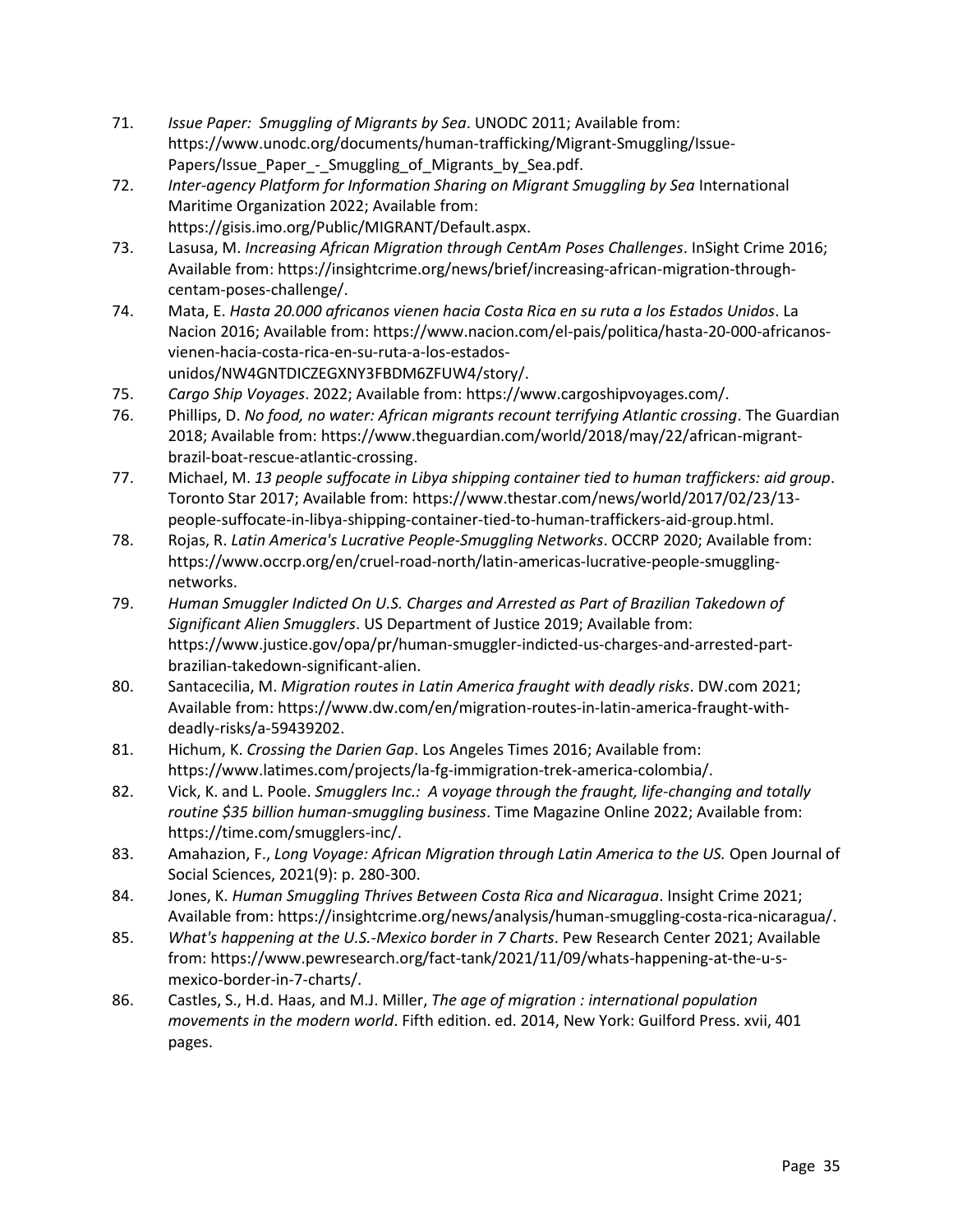71. *Issue Paper: Smuggling of Migrants by Sea*. UNODC 2011; Available from: https://www.unodc.org/documents/human-trafficking/Migrant-Smuggling/Issue-Papers/Issue_Paper_-_Smuggling_of_Migrants_by_Sea.pdf.
72. *Inter-agency Platform for Information Sharing on Migrant Smuggling by Sea* International Maritime Organization 2022; Available from: https://gisis.imo.org/Public/MIGRANT/Default.aspx.
73. Lasusa, M. *Increasing African Migration through CentAm Poses Challenges*. InSight Crime 2016; Available from: https://insightcrime.org/news/brief/increasing-african-migration-through-centam-poses-challenge/.
74. Mata, E. *Hasta 20.000 africanos vienen hacia Costa Rica en su ruta a los Estados Unidos*. La Nacion 2016; Available from: https://www.nacion.com/el-pais/politica/hasta-20-000-africanos-vienen-hacia-costa-rica-en-su-ruta-a-los-estados-unidos/NW4GNTDICZEGXNY3FBDM6ZFUW4/story/.
75. *Cargo Ship Voyages*. 2022; Available from: https://www.cargoshipvoyages.com/.
76. Phillips, D. *No food, no water: African migrants recount terrifying Atlantic crossing*. The Guardian 2018; Available from: https://www.theguardian.com/world/2018/may/22/african-migrant-brazil-boat-rescue-atlantic-crossing.
77. Michael, M. *13 people suffocate in Libya shipping container tied to human traffickers: aid group*. Toronto Star 2017; Available from: https://www.thestar.com/news/world/2017/02/23/13-people-suffocate-in-libya-shipping-container-tied-to-human-traffickers-aid-group.html.
78. Rojas, R. *Latin America's Lucrative People-Smuggling Networks*. OCCRP 2020; Available from: https://www.occrp.org/en/cruel-road-north/latin-americas-lucrative-people-smuggling-networks.
79. *Human Smuggler Indicted On U.S. Charges and Arrested as Part of Brazilian Takedown of Significant Alien Smugglers*. US Department of Justice 2019; Available from: https://www.justice.gov/opa/pr/human-smuggler-indicted-us-charges-and-arrested-part-brazilian-takedown-significant-alien.
80. Santacecilia, M. *Migration routes in Latin America fraught with deadly risks*. DW.com 2021; Available from: https://www.dw.com/en/migration-routes-in-latin-america-fraught-with-deadly-risks/a-59439202.
81. Hichum, K. *Crossing the Darien Gap*. Los Angeles Times 2016; Available from: https://www.latimes.com/projects/la-fg-immigration-trek-america-colombia/.
82. Vick, K. and L. Poole. *Smugglers Inc.: A voyage through the fraught, life-changing and totally routine $35 billion human-smuggling business*. Time Magazine Online 2022; Available from: https://time.com/smugglers-inc/.
83. Amahazion, F., *Long Voyage: African Migration through Latin America to the US.* Open Journal of Social Sciences, 2021(9): p. 280-300.
84. Jones, K. *Human Smuggling Thrives Between Costa Rica and Nicaragua*. Insight Crime 2021; Available from: https://insightcrime.org/news/analysis/human-smuggling-costa-rica-nicaragua/.
85. *What's happening at the U.S.-Mexico border in 7 Charts*. Pew Research Center 2021; Available from: https://www.pewresearch.org/fact-tank/2021/11/09/whats-happening-at-the-u-s-mexico-border-in-7-charts/.
86. Castles, S., H.d. Haas, and M.J. Miller, *The age of migration : international population movements in the modern world*. Fifth edition. ed. 2014, New York: Guilford Press. xvii, 401 pages.